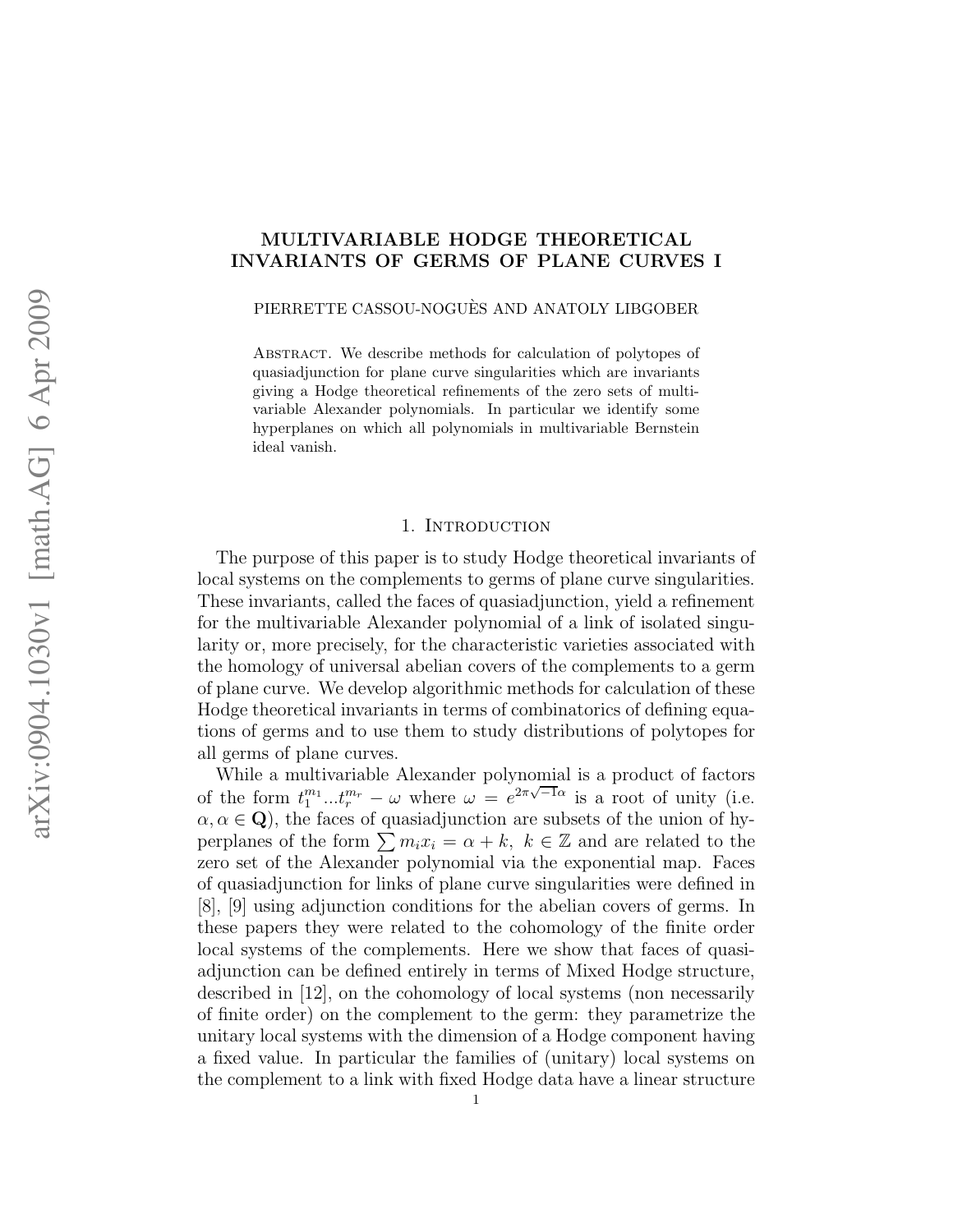# MULTIVARIABLE HODGE THEORETICAL INVARIANTS OF GERMS OF PLANE CURVES I

PIERRETTE CASSOU-NOGUÈS AND ANATOLY LIBGOBER

**Abstract.** We describe methods for calculation of polytopes of quasiadjunction for plane curve singularities which are invariants giving a Hodge theoretical refinements of the zero sets of multivariable Alexander polynomials. In particular we identify some hyperplanes on which all polynomials in multivariable Bernstein ideal vanish.

## 1. Introduction

The purpose of this paper is to study Hodge theoretical invariants of local systems on the complements to germs of plane curve singularities. These invariants, called the faces of quasiadjunction, yield a refinement for the multivariable Alexander polynomial of a link of isolated singularity or, more precisely, for the characteristic varieties associated with the homology of universal abelian covers of the complements to a germ of plane curve. We develop algorithmic methods for calculation of these Hodge theoretical invariants in terms of combinatorics of defining equations of germs and to use them to study distributions of polytopes for all germs of plane curves.

While a multivariable Alexander polynomial is a product of factors of the form $t_1^{m_1}...t_r^{m_r} - \omega$ where $\omega = e^{2\pi\sqrt{-1}\alpha}$ is a root of unity (i.e. $\alpha, \alpha \in \mathbf{Q}$), the faces of quasiadjunction are subsets of the union of hyperplanes of the form $\sum m_i x_i = \alpha + k, \ k \in \mathbb{Z}$ and are related to the zero set of the Alexander polynomial via the exponential map. Faces of quasiadjunction for links of plane curve singularities were defined in [8], [9] using adjunction conditions for the abelian covers of germs. In these papers they were related to the cohomology of the finite order local systems of the complements. Here we show that faces of quasiadjunction can be defined entirely in terms of Mixed Hodge structure, described in [12], on the cohomology of local systems (non necessarily of finite order) on the complement to the germ: they parametrize the unitary local systems with the dimension of a Hodge component having a fixed value. In particular the families of (unitary) local systems on the complement to a link with fixed Hodge data have a linear structure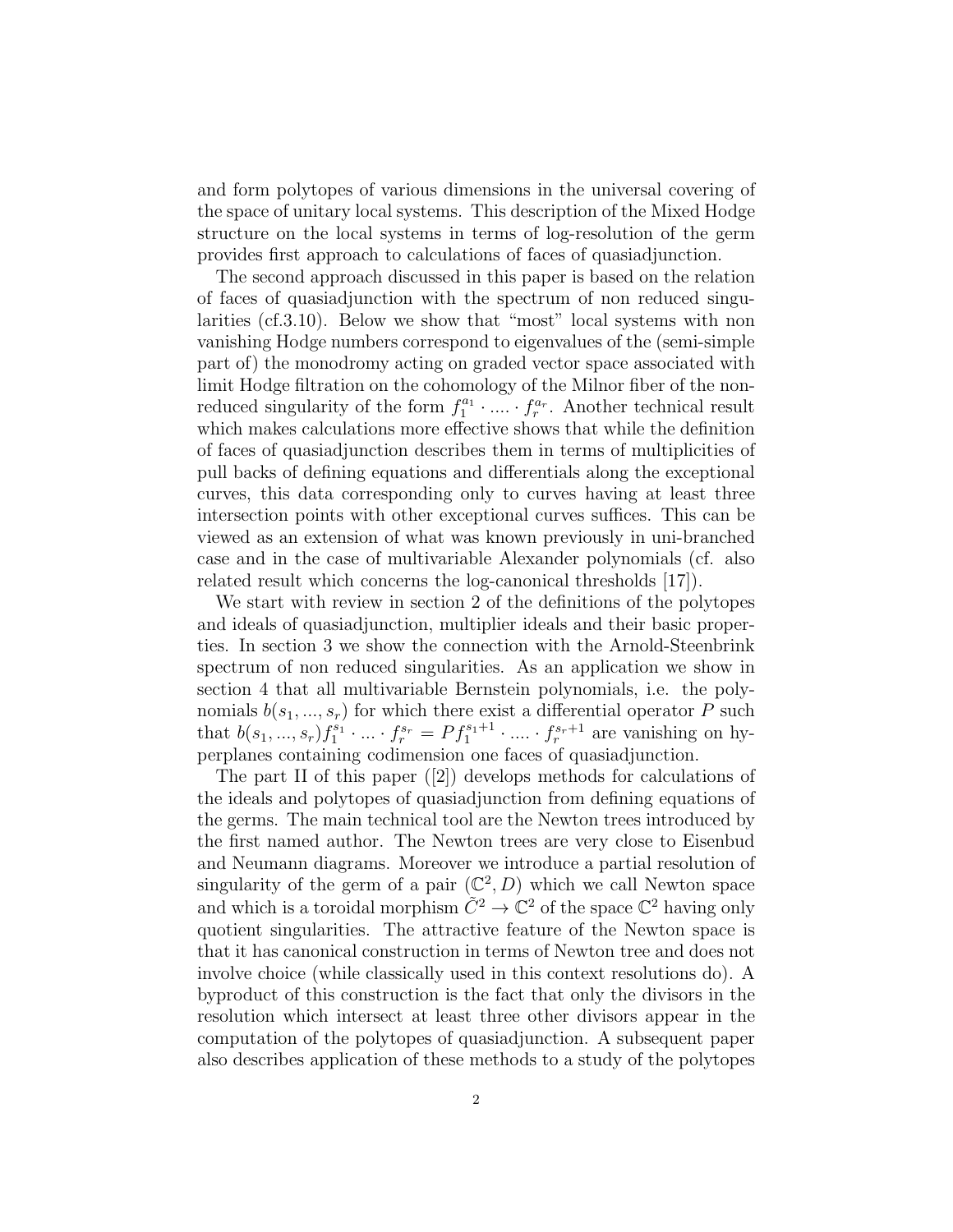and form polytopes of various dimensions in the universal covering of the space of unitary local systems. This description of the Mixed Hodge structure on the local systems in terms of log-resolution of the germ provides first approach to calculations of faces of quasiadjunction.

The second approach discussed in this paper is based on the relation of faces of quasiadjunction with the spectrum of non reduced singularities (cf.3.10). Below we show that "most" local systems with non vanishing Hodge numbers correspond to eigenvalues of the (semi-simple part of) the monodromy acting on graded vector space associated with limit Hodge filtration on the cohomology of the Milnor fiber of the non-reduced singularity of the form $f_1^{a_1} \cdot .... \cdot f_r^{a_r}$. Another technical result which makes calculations more effective shows that while the definition of faces of quasiadjunction describes them in terms of multiplicities of pull backs of defining equations and differentials along the exceptional curves, this data corresponding only to curves having at least three intersection points with other exceptional curves suffices. This can be viewed as an extension of what was known previously in uni-branched case and in the case of multivariable Alexander polynomials (cf. also related result which concerns the log-canonical thresholds [17]).

We start with review in section 2 of the definitions of the polytopes and ideals of quasiadjunction, multiplier ideals and their basic properties. In section 3 we show the connection with the Arnold-Steenbrink spectrum of non reduced singularities. As an application we show in section 4 that all multivariable Bernstein polynomials, i.e. the polynomials $b(s_1, ..., s_r)$ for which there exist a differential operator $P$ such that $b(s_1, ..., s_r)f_1^{s_1} \cdot ... \cdot f_r^{s_r} = Pf_1^{s_1+1} \cdot .... \cdot f_r^{s_r+1}$ are vanishing on hyperplanes containing codimension one faces of quasiadjunction.

The part II of this paper ([2]) develops methods for calculations of the ideals and polytopes of quasiadjunction from defining equations of the germs. The main technical tool are the Newton trees introduced by the first named author. The Newton trees are very close to Eisenbud and Neumann diagrams. Moreover we introduce a partial resolution of singularity of the germ of a pair $(\mathbb{C}^2, D)$ which we call Newton space and which is a toroidal morphism $\tilde{C}^2 \to \mathbb{C}^2$ of the space $\mathbb{C}^2$ having only quotient singularities. The attractive feature of the Newton space is that it has canonical construction in terms of Newton tree and does not involve choice (while classically used in this context resolutions do). A byproduct of this construction is the fact that only the divisors in the resolution which intersect at least three other divisors appear in the computation of the polytopes of quasiadjunction. A subsequent paper also describes application of these methods to a study of the polytopes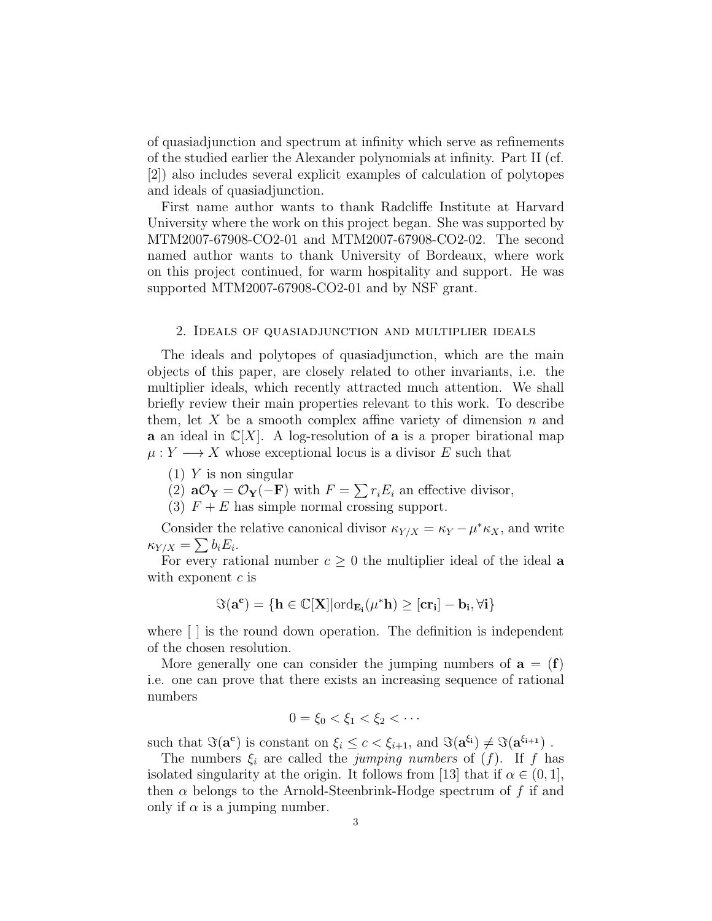of quasiadjunction and spectrum at infinity which serve as refinements of the studied earlier the Alexander polynomials at infinity. Part II (cf. [2]) also includes several explicit examples of calculation of polytopes and ideals of quasiadjunction.

First name author wants to thank Radcliffe Institute at Harvard University where the work on this project began. She was supported by MTM2007-67908-CO2-01 and MTM2007-67908-CO2-02. The second named author wants to thank University of Bordeaux, where work on this project continued, for warm hospitality and support. He was supported MTM2007-67908-CO2-01 and by NSF grant.

## 2. Ideals of quasiadjunction and multiplier ideals

The ideals and polytopes of quasiadjunction, which are the main objects of this paper, are closely related to other invariants, i.e. the multiplier ideals, which recently attracted much attention. We shall briefly review their main properties relevant to this work. To describe them, let $X$ be a smooth complex affine variety of dimension $n$ and $\mathbf{a}$ an ideal in $\mathbb{C}[X]$. A log-resolution of $\mathbf{a}$ is a proper birational map $\mu : Y \longrightarrow X$ whose exceptional locus is a divisor $E$ such that

(1) $Y$ is non singular
(2) $\mathbf{a}\mathcal{O}_\mathbf{Y} = \mathcal{O}_\mathbf{Y}(-\mathbf{F})$ with $F = \sum r_i E_i$ an effective divisor,
(3) $F + E$ has simple normal crossing support.

Consider the relative canonical divisor $\kappa_{Y/X} = \kappa_Y - \mu^* \kappa_X$, and write $\kappa_{Y/X} = \sum b_i E_i$.

For every rational number $c \geq 0$ the multiplier ideal of the ideal $\mathbf{a}$ with exponent $c$ is

$$\Im(\mathbf{a^c}) = \{\mathbf{h} \in \mathbb{C}[\mathbf{X}] | \mathrm{ord}_{\mathbf{E_i}}(\mu^* \mathbf{h}) \geq [\mathbf{cr_i}] - \mathbf{b_i}, \forall \mathbf{i}\}$$

where [ ] is the round down operation. The definition is independent of the chosen resolution.

More generally one can consider the jumping numbers of $\mathbf{a} = (\mathbf{f})$ i.e. one can prove that there exists an increasing sequence of rational numbers

$$0 = \xi_0 < \xi_1 < \xi_2 < \cdots$$

such that $\Im(\mathbf{a^c})$ is constant on $\xi_i \leq c < \xi_{i+1}$, and $\Im(\mathbf{a^{\xi_i}}) \neq \Im(\mathbf{a^{\xi_{i+1}}})$ .

The numbers $\xi_i$ are called the *jumping numbers* of $(f)$. If $f$ has isolated singularity at the origin. It follows from [13] that if $\alpha \in (0, 1]$, then $\alpha$ belongs to the Arnold-Steenbrink-Hodge spectrum of $f$ if and only if $\alpha$ is a jumping number.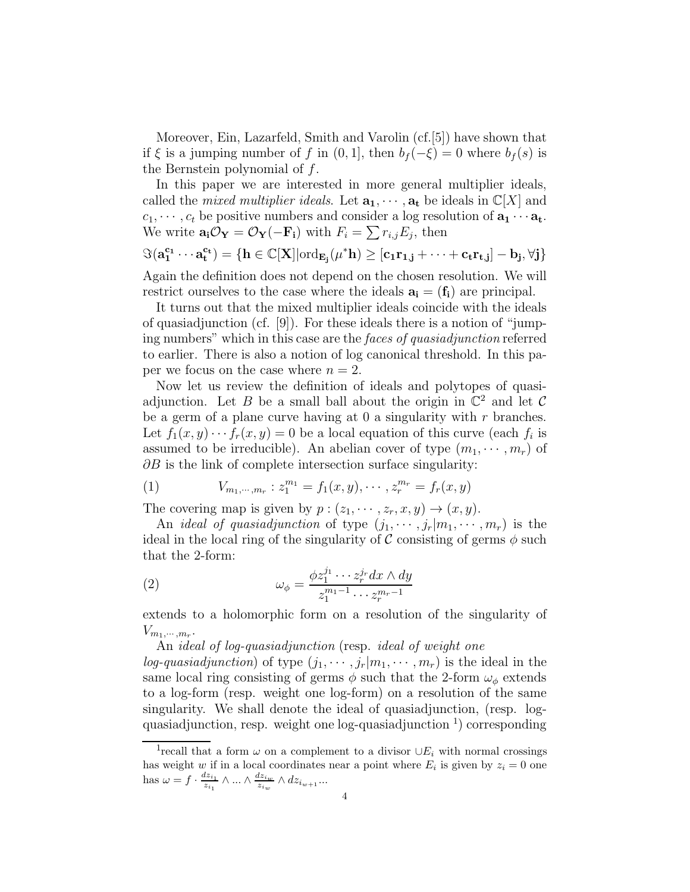Moreover, Ein, Lazarfeld, Smith and Varolin (cf.[5]) have shown that if $\xi$ is a jumping number of $f$ in $(0,1]$, then $b_f(-\xi)=0$ where $b_f(s)$ is the Bernstein polynomial of $f$.

In this paper we are interested in more general multiplier ideals, called the *mixed multiplier ideals*. Let $\mathbf{a_1},\cdots,\mathbf{a_t}$ be ideals in $\mathbb{C}[X]$ and $c_1,\cdots,c_t$ be positive numbers and consider a log resolution of $\mathbf{a_1}\cdots\mathbf{a_t}$. We write $\mathbf{a_i}\mathcal{O}_\mathbf{Y}=\mathcal{O}_\mathbf{Y}(-\mathbf{F_i})$ with $F_i=\sum r_{i,j}E_j$, then

$$\Im(\mathbf{a_1^{c_1}}\cdots\mathbf{a_t^{c_t}})=\{\mathbf{h}\in\mathbb{C}[\mathbf{X}]|\mathrm{ord}_{\mathbf{E_j}}(\mu^*\mathbf{h})\geq[\mathbf{c_1r_{1,j}}+\cdots+\mathbf{c_tr_{t,j}}]-\mathbf{b_j},\forall\mathbf{j}\}$$

Again the definition does not depend on the chosen resolution. We will restrict ourselves to the case where the ideals $\mathbf{a_i}=(\mathbf{f_i})$ are principal.

It turns out that the mixed multiplier ideals coincide with the ideals of quasiadjunction (cf. [9]). For these ideals there is a notion of "jumping numbers" which in this case are the *faces of quasiadjunction* referred to earlier. There is also a notion of log canonical threshold. In this paper we focus on the case where $n=2$.

Now let us review the definition of ideals and polytopes of quasiadjunction. Let $B$ be a small ball about the origin in $\mathbb{C}^2$ and let $\mathcal{C}$ be a germ of a plane curve having at 0 a singularity with $r$ branches. Let $f_1(x,y)\cdots f_r(x,y)=0$ be a local equation of this curve (each $f_i$ is assumed to be irreducible). An abelian cover of type $(m_1,\cdots,m_r)$ of $\partial B$ is the link of complete intersection surface singularity:

$$V_{m_1,\cdots,m_r}: z_1^{m_1}=f_1(x,y),\cdots,z_r^{m_r}=f_r(x,y) \tag{1}$$

The covering map is given by $p:(z_1,\cdots,z_r,x,y)\to(x,y)$.

An *ideal of quasiadjunction* of type $(j_1,\cdots,j_r|m_1,\cdots,m_r)$ is the ideal in the local ring of the singularity of $\mathcal{C}$ consisting of germs $\phi$ such that the 2-form:

$$\omega_\phi=\frac{\phi z_1^{j_1}\cdots z_r^{j_r}dx\wedge dy}{z_1^{m_1-1}\cdots z_r^{m_r-1}} \tag{2}$$

extends to a holomorphic form on a resolution of the singularity of $V_{m_1,\cdots,m_r}$.

An *ideal of log-quasiadjunction* (resp. *ideal of weight one log-quasiadjunction*) of type $(j_1,\cdots,j_r|m_1,\cdots,m_r)$ is the ideal in the same local ring consisting of germs $\phi$ such that the 2-form $\omega_\phi$ extends to a log-form (resp. weight one log-form) on a resolution of the same singularity. We shall denote the ideal of quasiadjunction, (resp. log-quasiadjunction, resp. weight one log-quasiadjunction [1]) corresponding

[1] recall that a form $\omega$ on a complement to a divisor $\cup E_i$ with normal crossings has weight $w$ if in a local coordinates near a point where $E_i$ is given by $z_i=0$ one has $\omega=f\cdot\frac{dz_{i_1}}{z_{i_1}}\wedge\ldots\wedge\frac{dz_{i_w}}{z_{i_w}}\wedge dz_{i_{w+1}}\ldots$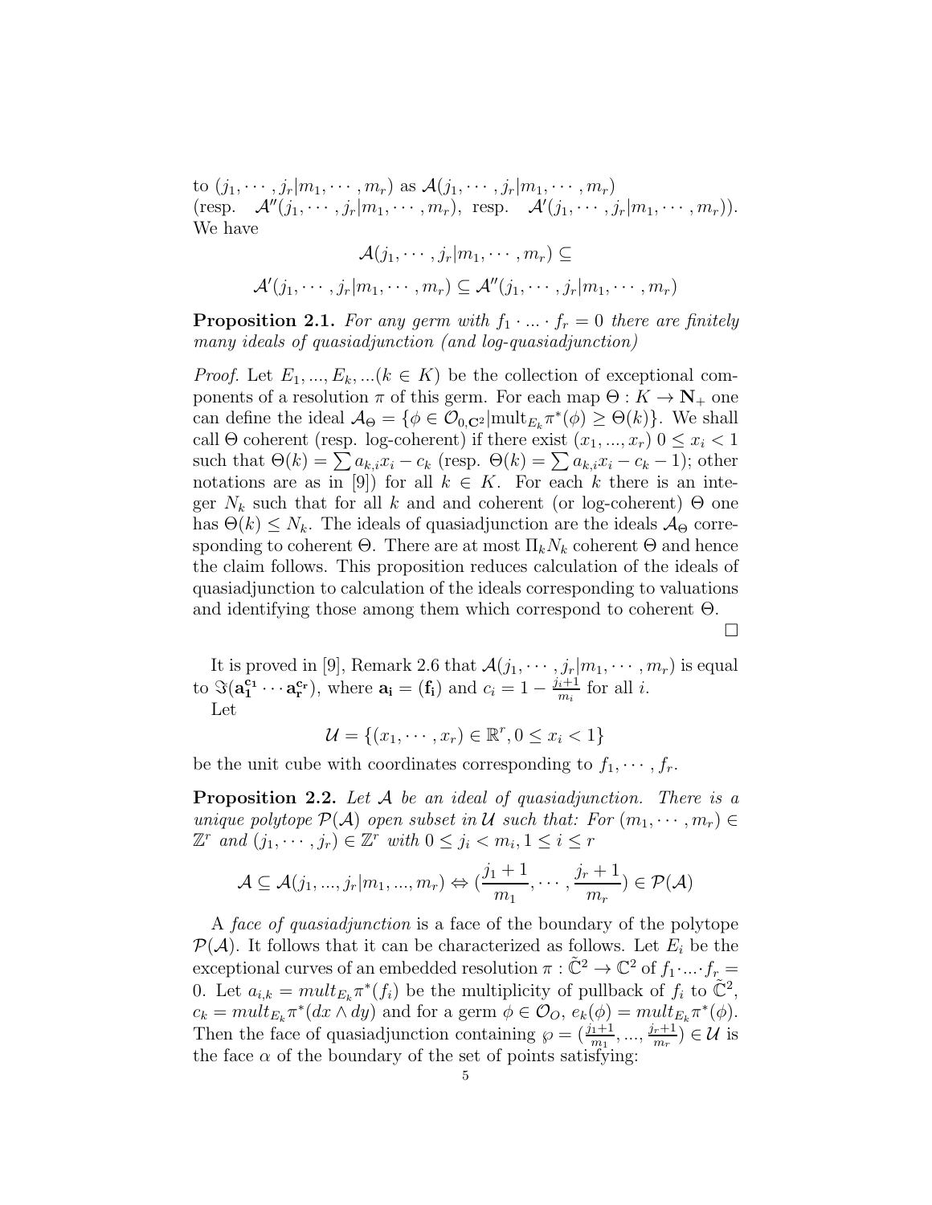to $(j_1, \cdots, j_r | m_1, \cdots, m_r)$ as $\mathcal{A}(j_1, \cdots, j_r | m_1, \cdots, m_r)$ (resp. $\mathcal{A}''(j_1, \cdots, j_r | m_1, \cdots, m_r)$, resp. $\mathcal{A}'(j_1, \cdots, j_r | m_1, \cdots, m_r)$). We have

$$\mathcal{A}(j_1, \cdots, j_r | m_1, \cdots, m_r) \subseteq$$

$$\mathcal{A}'(j_1, \cdots, j_r | m_1, \cdots, m_r) \subseteq \mathcal{A}''(j_1, \cdots, j_r | m_1, \cdots, m_r)$$

**Proposition 2.1.** *For any germ with $f_1 \cdot ... \cdot f_r = 0$ there are finitely many ideals of quasiadjunction (and log-quasiadjunction)*

*Proof.* Let $E_1, ..., E_k, ...(k \in K)$ be the collection of exceptional components of a resolution $\pi$ of this germ. For each map $\Theta : K \to \mathbf{N}_+$ one can define the ideal $\mathcal{A}_\Theta = \{\phi \in \mathcal{O}_{0,\mathbf{C}^2} | \text{mult}_{E_k} \pi^*(\phi) \geq \Theta(k)\}$. We shall call $\Theta$ coherent (resp. log-coherent) if there exist $(x_1, ..., x_r)$ $0 \leq x_i < 1$ such that $\Theta(k) = \sum a_{k,i} x_i - c_k$ (resp. $\Theta(k) = \sum a_{k,i} x_i - c_k - 1$); other notations are as in [9]) for all $k \in K$. For each $k$ there is an integer $N_k$ such that for all $k$ and and coherent (or log-coherent) $\Theta$ one has $\Theta(k) \leq N_k$. The ideals of quasiadjunction are the ideals $\mathcal{A}_\Theta$ corresponding to coherent $\Theta$. There are at most $\Pi_k N_k$ coherent $\Theta$ and hence the claim follows. This proposition reduces calculation of the ideals of quasiadjunction to calculation of the ideals corresponding to valuations and identifying those among them which correspond to coherent $\Theta$. $\square$

It is proved in [9], Remark 2.6 that $\mathcal{A}(j_1, \cdots, j_r | m_1, \cdots, m_r)$ is equal to $\Im(\mathbf{a_1^{c_1}} \cdots \mathbf{a_r^{c_r}})$, where $\mathbf{a_i} = (\mathbf{f_i})$ and $c_i = 1 - \frac{j_i + 1}{m_i}$ for all $i$.

Let

$$\mathcal{U} = \{(x_1, \cdots, x_r) \in \mathbb{R}^r, 0 \leq x_i < 1\}$$

be the unit cube with coordinates corresponding to $f_1, \cdots, f_r$.

**Proposition 2.2.** *Let $\mathcal{A}$ be an ideal of quasiadjunction. There is a unique polytope $\mathcal{P}(\mathcal{A})$ open subset in $\mathcal{U}$ such that: For $(m_1, \cdots, m_r) \in \mathbb{Z}^r$ and $(j_1, \cdots, j_r) \in \mathbb{Z}^r$ with $0 \leq j_i < m_i, 1 \leq i \leq r$*

$$\mathcal{A} \subseteq \mathcal{A}(j_1, ..., j_r | m_1, ..., m_r) \Leftrightarrow (\frac{j_1 + 1}{m_1}, \cdots, \frac{j_r + 1}{m_r}) \in \mathcal{P}(\mathcal{A})$$

A *face of quasiadjunction* is a face of the boundary of the polytope $\mathcal{P}(\mathcal{A})$. It follows that it can be characterized as follows. Let $E_i$ be the exceptional curves of an embedded resolution $\pi : \tilde{\mathbb{C}}^2 \to \mathbb{C}^2$ of $f_1 \cdot ... \cdot f_r = 0$. Let $a_{i,k} = mult_{E_k} \pi^*(f_i)$ be the multiplicity of pullback of $f_i$ to $\tilde{\mathbb{C}}^2$, $c_k = mult_{E_k} \pi^*(dx \wedge dy)$ and for a germ $\phi \in \mathcal{O}_O$, $e_k(\phi) = mult_{E_k} \pi^*(\phi)$. Then the face of quasiadjunction containing $\wp = (\frac{j_1+1}{m_1}, ..., \frac{j_r+1}{m_r}) \in \mathcal{U}$ is the face $\alpha$ of the boundary of the set of points satisfying: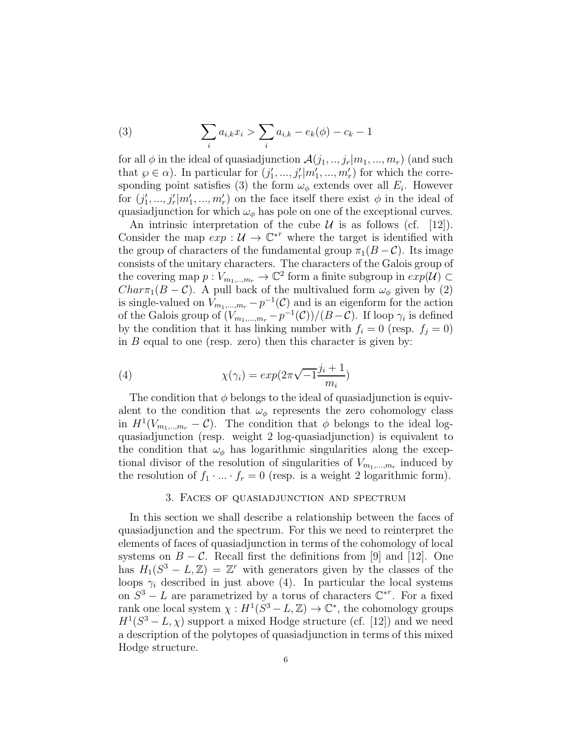$$\sum_i a_{i,k} x_i > \sum_i a_{i,k} - e_k(\phi) - c_k - 1 \tag{3}$$

for all $\phi$ in the ideal of quasiadjunction $\mathcal{A}(j_1, .., j_r | m_1, ..., m_r)$ (and such that $\wp \in \alpha$). In particular for $(j'_1, ..., j'_r | m'_1, ..., m'_r)$ for which the corresponding point satisfies (3) the form $\omega_\phi$ extends over all $E_i$. However for $(j'_1, ..., j'_r | m'_1, ..., m'_r)$ on the face itself there exist $\phi$ in the ideal of quasiadjunction for which $\omega_\phi$ has pole on one of the exceptional curves.

An intrinsic interpretation of the cube $\mathcal{U}$ is as follows (cf. [12]). Consider the map $exp : \mathcal{U} \to \mathbb{C}^{*r}$ where the target is identified with the group of characters of the fundamental group $\pi_1(B - \mathcal{C})$. Its image consists of the unitary characters. The characters of the Galois group of the covering map $p : V_{m_1,..,m_r} \to \mathbb{C}^2$ form a finite subgroup in $exp(\mathcal{U}) \subset Char \pi_1(B - \mathcal{C})$. A pull back of the multivalued form $\omega_\phi$ given by (2) is single-valued on $V_{m_1,...,m_r} - p^{-1}(\mathcal{C})$ and is an eigenform for the action of the Galois group of $(V_{m_1,...,m_r} - p^{-1}(\mathcal{C}))/(B - \mathcal{C})$. If loop $\gamma_i$ is defined by the condition that it has linking number with $f_i = 0$ (resp. $f_j = 0$) in $B$ equal to one (resp. zero) then this character is given by:

$$\chi(\gamma_i) = exp(2\pi\sqrt{-1}\frac{j_i + 1}{m_i}) \tag{4}$$

The condition that $\phi$ belongs to the ideal of quasiadjunction is equivalent to the condition that $\omega_\phi$ represents the zero cohomology class in $H^1(V_{m_1,..,m_r} - \mathcal{C})$. The condition that $\phi$ belongs to the ideal log-quasiadjunction (resp. weight 2 log-quasiadjunction) is equivalent to the condition that $\omega_\phi$ has logarithmic singularities along the exceptional divisor of the resolution of singularities of $V_{m_1,...,m_r}$ induced by the resolution of $f_1 \cdot ... \cdot f_r = 0$ (resp. is a weight 2 logarithmic form).

## 3. Faces of quasiadjunction and spectrum

In this section we shall describe a relationship between the faces of quasiadjunction and the spectrum. For this we need to reinterpret the elements of faces of quasiadjunction in terms of the cohomology of local systems on $B - \mathcal{C}$. Recall first the definitions from [9] and [12]. One has $H_1(S^3 - L, \mathbb{Z}) = \mathbb{Z}^r$ with generators given by the classes of the loops $\gamma_i$ described in just above (4). In particular the local systems on $S^3 - L$ are parametrized by a torus of characters $\mathbb{C}^{*r}$. For a fixed rank one local system $\chi : H^1(S^3 - L, \mathbb{Z}) \to \mathbb{C}^*$, the cohomology groups $H^1(S^3 - L, \chi)$ support a mixed Hodge structure (cf. [12]) and we need a description of the polytopes of quasiadjunction in terms of this mixed Hodge structure.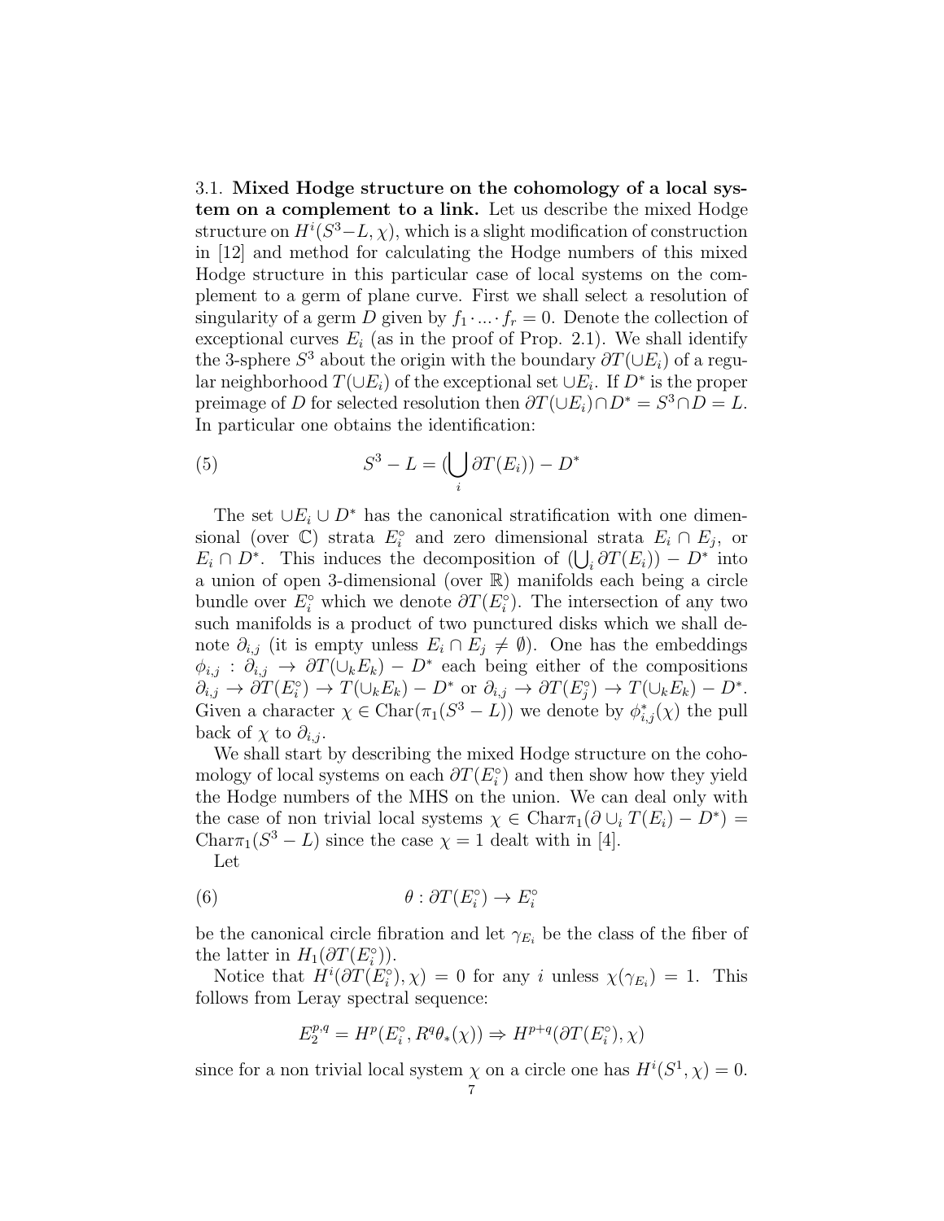3.1. **Mixed Hodge structure on the cohomology of a local system on a complement to a link.** Let us describe the mixed Hodge structure on $H^i(S^3-L,\chi)$, which is a slight modification of construction in [12] and method for calculating the Hodge numbers of this mixed Hodge structure in this particular case of local systems on the complement to a germ of plane curve. First we shall select a resolution of singularity of a germ $D$ given by $f_1\cdot ...\cdot f_r=0$. Denote the collection of exceptional curves $E_i$ (as in the proof of Prop. 2.1). We shall identify the 3-sphere $S^3$ about the origin with the boundary $\partial T(\cup E_i)$ of a regular neighborhood $T(\cup E_i)$ of the exceptional set $\cup E_i$. If $D^*$ is the proper preimage of $D$ for selected resolution then $\partial T(\cup E_i)\cap D^* = S^3\cap D = L$. In particular one obtains the identification:

$$S^3 - L = (\bigcup_i \partial T(E_i)) - D^* \tag{5}$$

The set $\cup E_i \cup D^*$ has the canonical stratification with one dimensional (over $\mathbb{C}$) strata $E_i^\circ$ and zero dimensional strata $E_i\cap E_j$, or $E_i\cap D^*$. This induces the decomposition of $(\bigcup_i \partial T(E_i)) - D^*$ into a union of open 3-dimensional (over $\mathbb{R}$) manifolds each being a circle bundle over $E_i^\circ$ which we denote $\partial T(E_i^\circ)$. The intersection of any two such manifolds is a product of two punctured disks which we shall denote $\partial_{i,j}$ (it is empty unless $E_i\cap E_j\neq\emptyset$). One has the embeddings $\phi_{i,j}:\partial_{i,j}\to \partial T(\cup_k E_k)-D^*$ each being either of the compositions $\partial_{i,j}\to\partial T(E_i^\circ)\to T(\cup_k E_k)-D^*$ or $\partial_{i,j}\to\partial T(E_j^\circ)\to T(\cup_k E_k)-D^*$. Given a character $\chi\in \mathrm{Char}(\pi_1(S^3-L))$ we denote by $\phi_{i,j}^*(\chi)$ the pull back of $\chi$ to $\partial_{i,j}$.

We shall start by describing the mixed Hodge structure on the cohomology of local systems on each $\partial T(E_i^\circ)$ and then show how they yield the Hodge numbers of the MHS on the union. We can deal only with the case of non trivial local systems $\chi\in \mathrm{Char}\pi_1(\partial\cup_i T(E_i)-D^*) = \mathrm{Char}\pi_1(S^3-L)$ since the case $\chi=1$ dealt with in [4].

Let

$$\theta:\partial T(E_i^\circ)\to E_i^\circ \tag{6}$$

be the canonical circle fibration and let $\gamma_{E_i}$ be the class of the fiber of the latter in $H_1(\partial T(E_i^\circ))$.

Notice that $H^i(\partial T(E_i^\circ),\chi)=0$ for any $i$ unless $\chi(\gamma_{E_i})=1$. This follows from Leray spectral sequence:

$$E_2^{p,q}=H^p(E_i^\circ, R^q\theta_*(\chi))\Rightarrow H^{p+q}(\partial T(E_i^\circ),\chi)$$

since for a non trivial local system $\chi$ on a circle one has $H^i(S^1,\chi)=0$.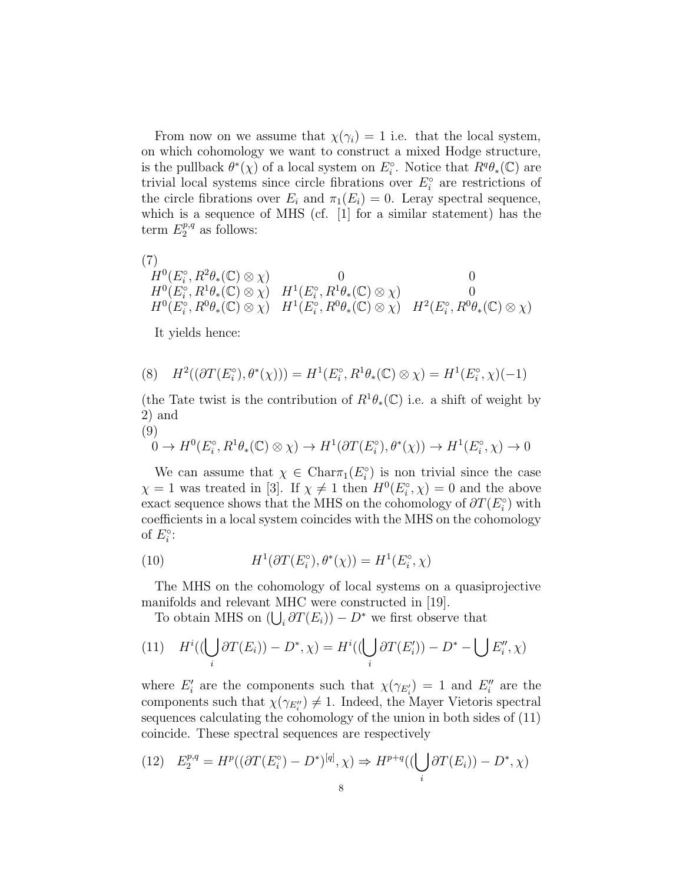From now on we assume that $\chi(\gamma_i) = 1$ i.e. that the local system, on which cohomology we want to construct a mixed Hodge structure, is the pullback $\theta^*(\chi)$ of a local system on $E_i^\circ$. Notice that $R^q\theta_*(\mathbb{C})$ are trivial local systems since circle fibrations over $E_i^\circ$ are restrictions of the circle fibrations over $E_i$ and $\pi_1(E_i) = 0$. Leray spectral sequence, which is a sequence of MHS (cf. [1] for a similar statement) has the term $E_2^{p,q}$ as follows:

$$
\begin{array}{lll}
H^0(E_i^\circ, R^2\theta_*(\mathbb{C}) \otimes \chi) & 0 & 0 \\
H^0(E_i^\circ, R^1\theta_*(\mathbb{C}) \otimes \chi) & H^1(E_i^\circ, R^1\theta_*(\mathbb{C}) \otimes \chi) & 0 \\
H^0(E_i^\circ, R^0\theta_*(\mathbb{C}) \otimes \chi) & H^1(E_i^\circ, R^0\theta_*(\mathbb{C}) \otimes \chi) & H^2(E_i^\circ, R^0\theta_*(\mathbb{C}) \otimes \chi)
\end{array} \tag{7}
$$

It yields hence:

$$
H^2((\partial T(E_i^\circ), \theta^*(\chi))) = H^1(E_i^\circ, R^1\theta_*(\mathbb{C}) \otimes \chi) = H^1(E_i^\circ, \chi)(-1) \tag{8}
$$

(the Tate twist is the contribution of $R^1\theta_*(\mathbb{C})$ i.e. a shift of weight by 2) and

$$
0 \to H^0(E_i^\circ, R^1\theta_*(\mathbb{C}) \otimes \chi) \to H^1(\partial T(E_i^\circ), \theta^*(\chi)) \to H^1(E_i^\circ, \chi) \to 0 \tag{9}
$$

We can assume that $\chi \in \mathrm{Char}\pi_1(E_i^\circ)$ is non trivial since the case $\chi = 1$ was treated in [3]. If $\chi \neq 1$ then $H^0(E_i^\circ, \chi) = 0$ and the above exact sequence shows that the MHS on the cohomology of $\partial T(E_i^\circ)$ with coefficients in a local system coincides with the MHS on the cohomology of $E_i^\circ$:

$$
H^1(\partial T(E_i^\circ), \theta^*(\chi)) = H^1(E_i^\circ, \chi) \tag{10}
$$

The MHS on the cohomology of local systems on a quasiprojective manifolds and relevant MHC were constructed in [19].

To obtain MHS on $(\bigcup_i \partial T(E_i)) - D^*$ we first observe that

$$
H^i((\bigcup_i \partial T(E_i)) - D^*, \chi) = H^i((\bigcup_i \partial T(E_i')) - D^* - \bigcup E_i'', \chi) \tag{11}
$$

where $E_i'$ are the components such that $\chi(\gamma_{E_i'}) = 1$ and $E_i''$ are the components such that $\chi(\gamma_{E_i''}) \neq 1$. Indeed, the Mayer Vietoris spectral sequences calculating the cohomology of the union in both sides of (11) coincide. These spectral sequences are respectively

$$
E_2^{p,q} = H^p((\partial T(E_i^\circ) - D^*)^{[q]}, \chi) \Rightarrow H^{p+q}((\bigcup_i \partial T(E_i)) - D^*, \chi) \tag{12}
$$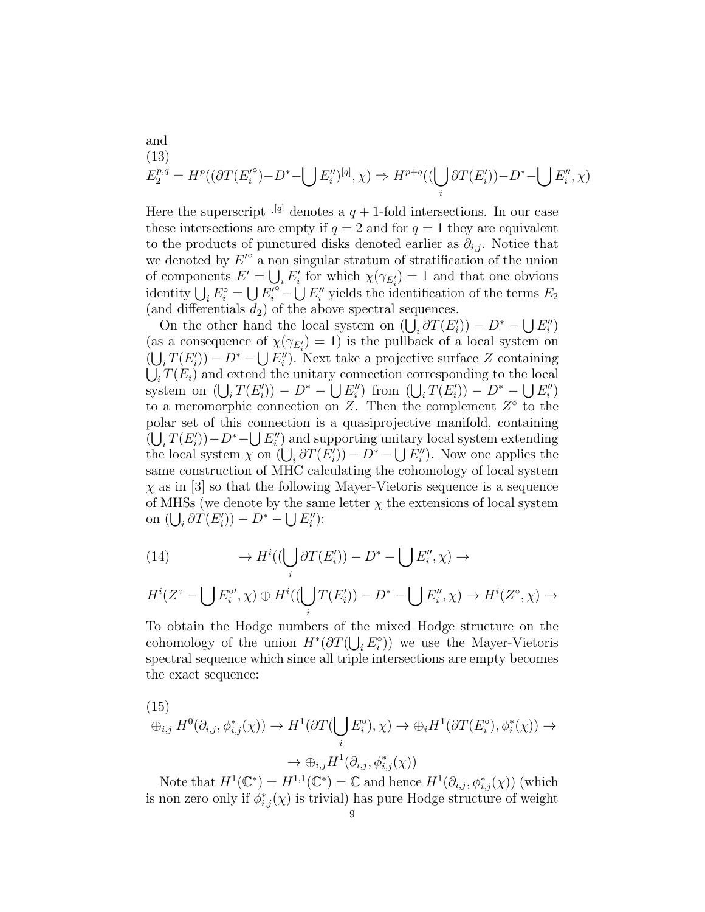and

(13)

$$E_2^{p,q} = H^p((\partial T(E_i'^{\circ}) - D^* - \bigcup E_i'')^{[q]}, \chi) \Rightarrow H^{p+q}((\bigcup_i \partial T(E_i')) - D^* - \bigcup E_i'', \chi)$$

Here the superscript $\cdot^{[q]}$ denotes a $q+1$-fold intersections. In our case these intersections are empty if $q = 2$ and for $q = 1$ they are equivalent to the products of punctured disks denoted earlier as $\partial_{i,j}$. Notice that we denoted by $E'^{\circ}$ a non singular stratum of stratification of the union of components $E' = \bigcup_i E_i'$ for which $\chi(\gamma_{E_i'}) = 1$ and that one obvious identity $\bigcup_i E_i^{\circ} = \bigcup E_i'^{\circ} - \bigcup E_i''$ yields the identification of the terms $E_2$ (and differentials $d_2$) of the above spectral sequences.

On the other hand the local system on $(\bigcup_i \partial T(E_i')) - D^* - \bigcup E_i'')$ (as a consequence of $\chi(\gamma_{E_i'}) = 1$) is the pullback of a local system on $(\bigcup_i T(E_i')) - D^* - \bigcup E_i'')$. Next take a projective surface $Z$ containing $\bigcup_i T(E_i)$ and extend the unitary connection corresponding to the local system on $(\bigcup_i T(E_i')) - D^* - \bigcup E_i'')$ from $(\bigcup_i T(E_i')) - D^* - \bigcup E_i'')$ to a meromorphic connection on $Z$. Then the complement $Z^{\circ}$ to the polar set of this connection is a quasiprojective manifold, containing $(\bigcup_i T(E_i')) - D^* - \bigcup E_i'')$ and supporting unitary local system extending the local system $\chi$ on $(\bigcup_i \partial T(E_i')) - D^* - \bigcup E_i'')$. Now one applies the same construction of MHC calculating the cohomology of local system $\chi$ as in [3] so that the following Mayer-Vietoris sequence is a sequence of MHSs (we denote by the same letter $\chi$ the extensions of local system on $(\bigcup_i \partial T(E_i')) - D^* - \bigcup E_i'')$:

$$(14) \qquad \to H^i((\bigcup_i \partial T(E_i')) - D^* - \bigcup E_i'', \chi) \to$$

$$H^i(Z^{\circ} - \bigcup E_i^{\circ\prime}, \chi) \oplus H^i((\bigcup_i T(E_i')) - D^* - \bigcup E_i'', \chi) \to H^i(Z^{\circ}, \chi) \to$$

To obtain the Hodge numbers of the mixed Hodge structure on the cohomology of the union $H^*(\partial T(\bigcup_i E_i^{\circ}))$ we use the Mayer-Vietoris spectral sequence which since all triple intersections are empty becomes the exact sequence:

(15)

$$\oplus_{i,j} H^0(\partial_{i,j}, \phi_{i,j}^*(\chi)) \to H^1(\partial T(\bigcup_i E_i^{\circ}), \chi) \to \oplus_i H^1(\partial T(E_i^{\circ}), \phi_i^*(\chi)) \to$$

$$\to \oplus_{i,j} H^1(\partial_{i,j}, \phi_{i,j}^*(\chi))$$

Note that $H^1(\mathbb{C}^*) = H^{1,1}(\mathbb{C}^*) = \mathbb{C}$ and hence $H^1(\partial_{i,j}, \phi_{i,j}^*(\chi))$ (which is non zero only if $\phi_{i,j}^*(\chi)$ is trivial) has pure Hodge structure of weight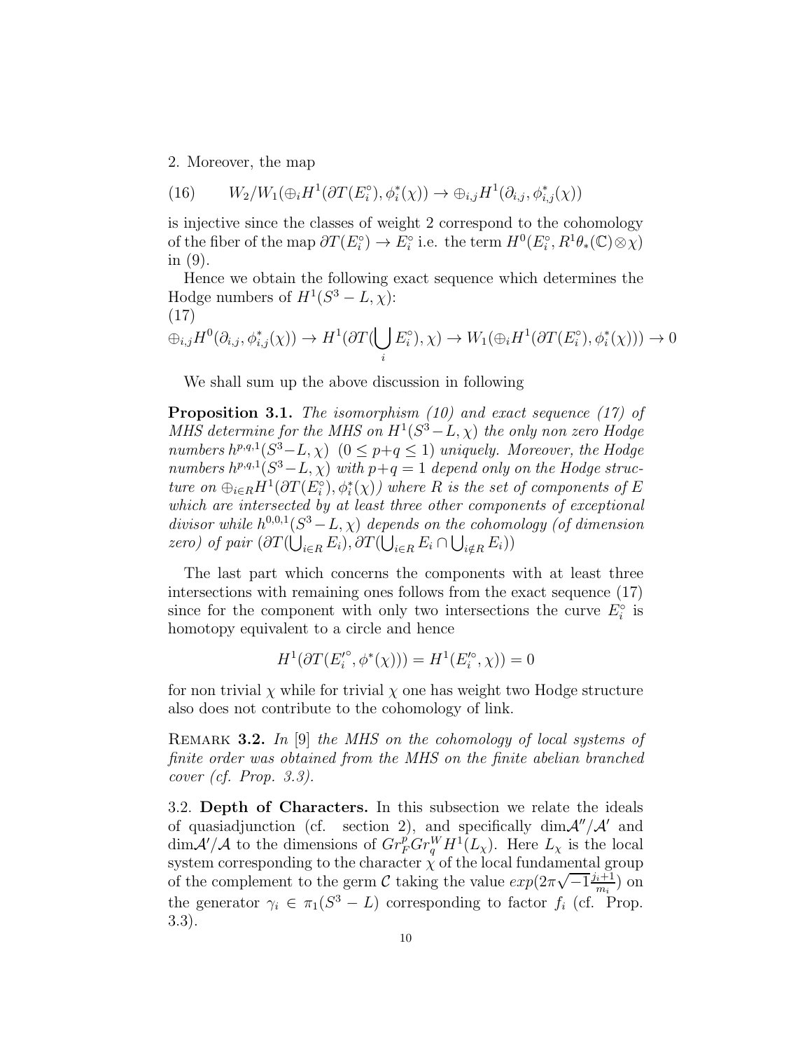2. Moreover, the map

$$W_2/W_1(\oplus_i H^1(\partial T(E_i^\circ), \phi_i^*(\chi)) \to \oplus_{i,j} H^1(\partial_{i,j}, \phi_{i,j}^*(\chi)) \tag{16}$$

is injective since the classes of weight 2 correspond to the cohomology of the fiber of the map $\partial T(E_i^\circ) \to E_i^\circ$ i.e. the term $H^0(E_i^\circ, R^1\theta_*(\mathbb{C}) \otimes \chi)$ in (9).

Hence we obtain the following exact sequence which determines the Hodge numbers of $H^1(S^3 - L, \chi)$:

$$\oplus_{i,j} H^0(\partial_{i,j}, \phi_{i,j}^*(\chi)) \to H^1(\partial T(\bigcup_i E_i^\circ), \chi) \to W_1(\oplus_i H^1(\partial T(E_i^\circ), \phi_i^*(\chi))) \to 0 \tag{17}$$

We shall sum up the above discussion in following

**Proposition 3.1.** *The isomorphism (10) and exact sequence (17) of MHS determine for the MHS on $H^1(S^3 - L, \chi)$ the only non zero Hodge numbers $h^{p,q,1}(S^3 - L, \chi)$ $(0 \le p+q \le 1)$ uniquely. Moreover, the Hodge numbers $h^{p,q,1}(S^3 - L, \chi)$ with $p+q = 1$ depend only on the Hodge structure on $\oplus_{i \in R} H^1(\partial T(E_i^\circ), \phi_i^*(\chi))$ where $R$ is the set of components of $E$ which are intersected by at least three other components of exceptional divisor while $h^{0,0,1}(S^3 - L, \chi)$ depends on the cohomology (of dimension zero) of pair $(\partial T(\bigcup_{i \in R} E_i), \partial T(\bigcup_{i \in R} E_i \cap \bigcup_{i \notin R} E_i))$*

The last part which concerns the components with at least three intersections with remaining ones follows from the exact sequence (17) since for the component with only two intersections the curve $E_i^\circ$ is homotopy equivalent to a circle and hence

$$H^1(\partial T(E_i'^\circ, \phi^*(\chi))) = H^1(E_i'^\circ, \chi)) = 0$$

for non trivial $\chi$ while for trivial $\chi$ one has weight two Hodge structure also does not contribute to the cohomology of link.

Remark **3.2.** *In* [9] *the MHS on the cohomology of local systems of finite order was obtained from the MHS on the finite abelian branched cover (cf. Prop. 3.3).*

3.2. **Depth of Characters.** In this subsection we relate the ideals of quasiadjunction (cf. section 2), and specifically $\dim \mathcal{A}''/\mathcal{A}'$ and $\dim \mathcal{A}'/\mathcal{A}$ to the dimensions of $Gr_F^p Gr_q^W H^1(L_\chi)$. Here $L_\chi$ is the local system corresponding to the character $\chi$ of the local fundamental group of the complement to the germ $\mathcal{C}$ taking the value $exp(2\pi\sqrt{-1}\frac{j_i+1}{m_i})$ on the generator $\gamma_i \in \pi_1(S^3 - L)$ corresponding to factor $f_i$ (cf. Prop. 3.3).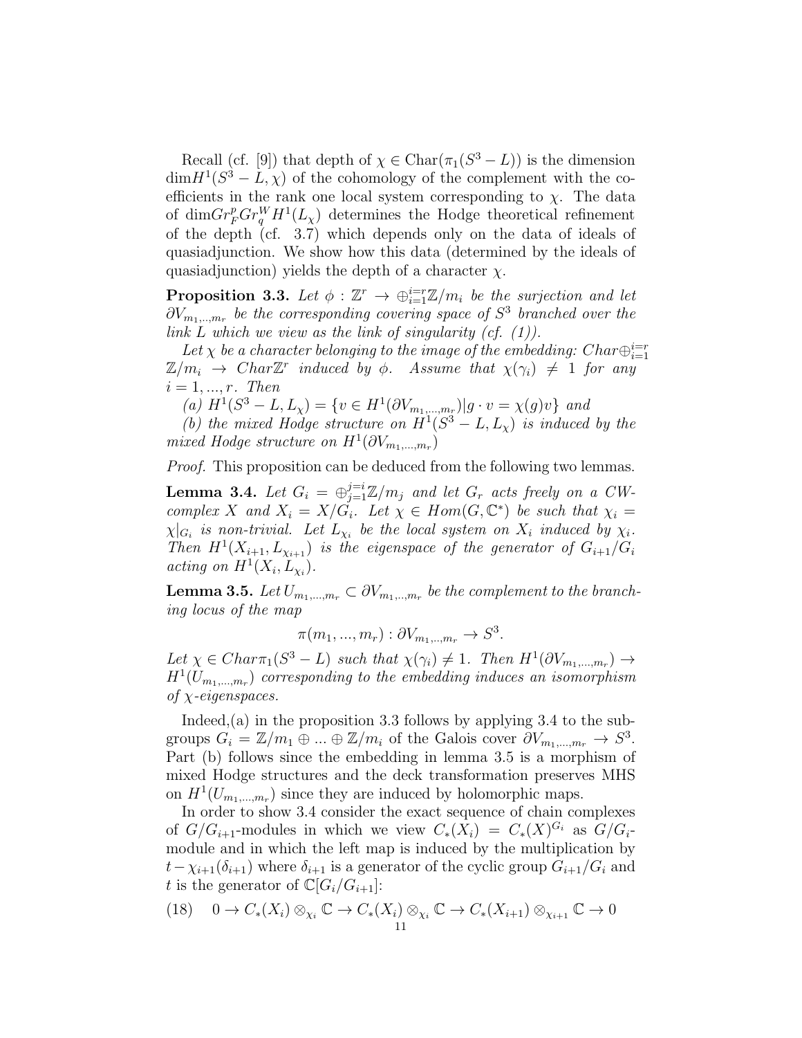Recall (cf. [9]) that depth of $\chi \in \mathrm{Char}(\pi_1(S^3 - L))$ is the dimension $\dim H^1(S^3 - L, \chi)$ of the cohomology of the complement with the coefficients in the rank one local system corresponding to $\chi$. The data of $\dim Gr_F^p Gr_q^W H^1(L_\chi)$ determines the Hodge theoretical refinement of the depth (cf. 3.7) which depends only on the data of ideals of quasiadjunction. We show how this data (determined by the ideals of quasiadjunction) yields the depth of a character $\chi$.

**Proposition 3.3.** *Let $\phi : \mathbb{Z}^r \to \oplus_{i=1}^{i=r} \mathbb{Z}/m_i$ be the surjection and let $\partial V_{m_1,..,m_r}$ be the corresponding covering space of $S^3$ branched over the link $L$ which we view as the link of singularity (cf. (1)).*

*Let $\chi$ be a character belonging to the image of the embedding: $Char \oplus_{i=1}^{i=r} \mathbb{Z}/m_i \to Char\mathbb{Z}^r$ induced by $\phi$. Assume that $\chi(\gamma_i) \neq 1$ for any $i = 1, ..., r$. Then*

*(a) $H^1(S^3 - L, L_\chi) = \{v \in H^1(\partial V_{m_1,...,m_r}) | g \cdot v = \chi(g)v\}$ and*

*(b) the mixed Hodge structure on $H^1(S^3 - L, L_\chi)$ is induced by the mixed Hodge structure on $H^1(\partial V_{m_1,...,m_r})$*

*Proof.* This proposition can be deduced from the following two lemmas.

**Lemma 3.4.** *Let $G_i = \oplus_{j=1}^{j=i} \mathbb{Z}/m_j$ and let $G_r$ acts freely on a CW-complex $X$ and $X_i = X/G_i$. Let $\chi \in Hom(G, \mathbb{C}^*)$ be such that $\chi_i = \chi|_{G_i}$ is non-trivial. Let $L_{\chi_i}$ be the local system on $X_i$ induced by $\chi_i$. Then $H^1(X_{i+1}, L_{\chi_{i+1}})$ is the eigenspace of the generator of $G_{i+1}/G_i$ acting on $H^1(X_i, L_{\chi_i})$.*

**Lemma 3.5.** *Let $U_{m_1,...,m_r} \subset \partial V_{m_1,..,m_r}$ be the complement to the branching locus of the map*

$$\pi(m_1, ..., m_r) : \partial V_{m_1,..,m_r} \to S^3.$$

*Let $\chi \in Char\pi_1(S^3 - L)$ such that $\chi(\gamma_i) \neq 1$. Then $H^1(\partial V_{m_1,...,m_r}) \to H^1(U_{m_1,...,m_r})$ corresponding to the embedding induces an isomorphism of $\chi$-eigenspaces.*

Indeed,(a) in the proposition 3.3 follows by applying 3.4 to the subgroups $G_i = \mathbb{Z}/m_1 \oplus ... \oplus \mathbb{Z}/m_i$ of the Galois cover $\partial V_{m_1,...,m_r} \to S^3$. Part (b) follows since the embedding in lemma 3.5 is a morphism of mixed Hodge structures and the deck transformation preserves MHS on $H^1(U_{m_1,...,m_r})$ since they are induced by holomorphic maps.

In order to show 3.4 consider the exact sequence of chain complexes of $G/G_{i+1}$-modules in which we view $C_*(X_i) = C_*(X)^{G_i}$ as $G/G_i$-module and in which the left map is induced by the multiplication by $t - \chi_{i+1}(\delta_{i+1})$ where $\delta_{i+1}$ is a generator of the cyclic group $G_{i+1}/G_i$ and $t$ is the generator of $\mathbb{C}[G_i/G_{i+1}]$:

$$0 \to C_*(X_i) \otimes_{\chi_i} \mathbb{C} \to C_*(X_i) \otimes_{\chi_i} \mathbb{C} \to C_*(X_{i+1}) \otimes_{\chi_{i+1}} \mathbb{C} \to 0 \quad (18)$$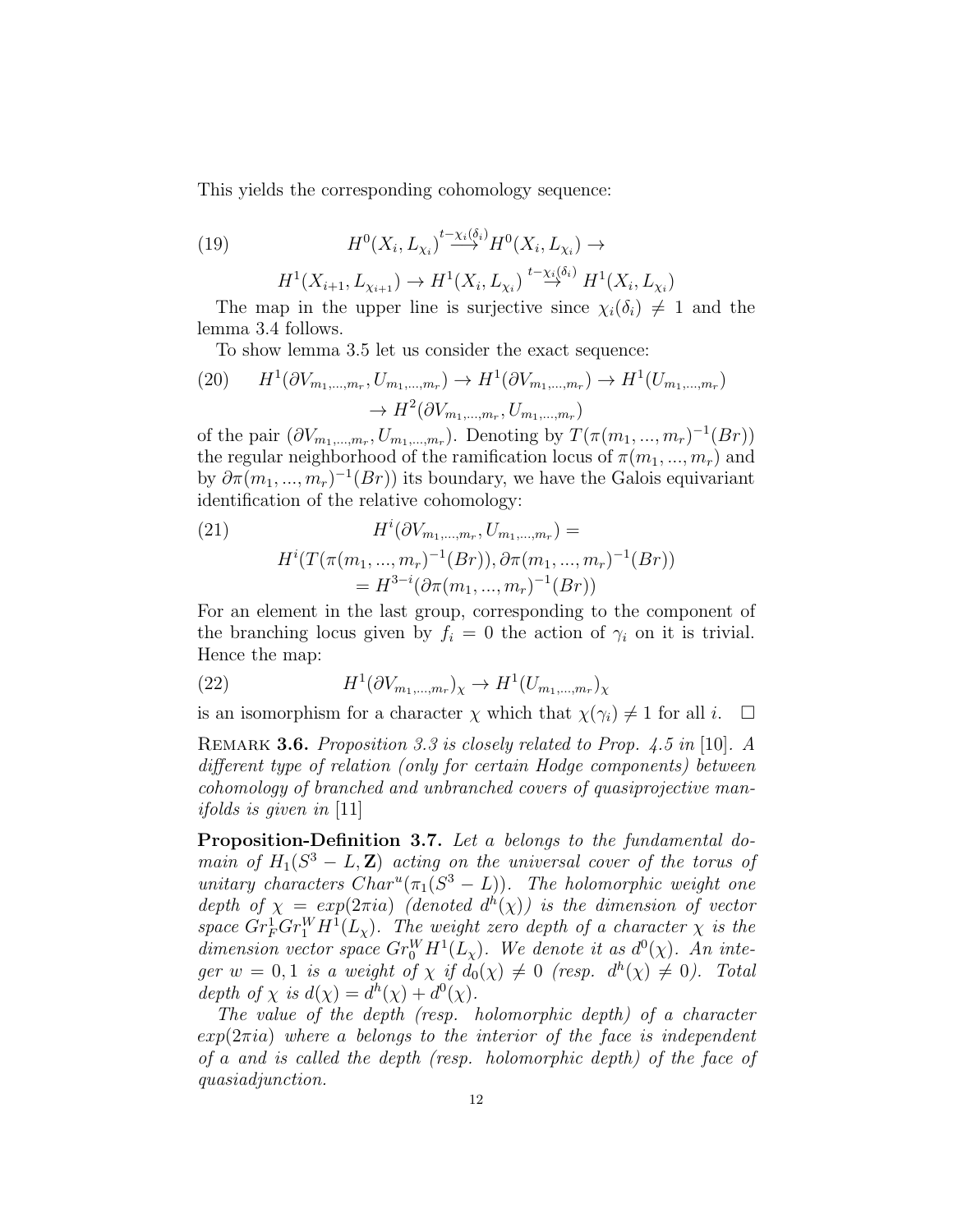This yields the corresponding cohomology sequence:

$$
\begin{aligned}
(19) \qquad & H^0(X_i, L_{\chi_i}) \stackrel{t-\chi_i(\delta_i)}{\longrightarrow} H^0(X_i, L_{\chi_i}) \to \\
& H^1(X_{i+1}, L_{\chi_{i+1}}) \to H^1(X_i, L_{\chi_i}) \stackrel{t-\chi_i(\delta_i)}{\to} H^1(X_i, L_{\chi_i})
\end{aligned}
$$

The map in the upper line is surjective since $\chi_i(\delta_i) \neq 1$ and the lemma 3.4 follows.

To show lemma 3.5 let us consider the exact sequence:

$$
\begin{aligned}
(20) \qquad H^1(\partial V_{m_1,\ldots,m_r}, U_{m_1,\ldots,m_r}) \to H^1(\partial V_{m_1,\ldots,m_r}) \to H^1(U_{m_1,\ldots,m_r}) \\
\to H^2(\partial V_{m_1,\ldots,m_r}, U_{m_1,\ldots,m_r})
\end{aligned}
$$

of the pair $(\partial V_{m_1,\ldots,m_r}, U_{m_1,\ldots,m_r})$. Denoting by $T(\pi(m_1,...,m_r)^{-1}(Br))$ the regular neighborhood of the ramification locus of $\pi(m_1,...,m_r)$ and by $\partial\pi(m_1,...,m_r)^{-1}(Br))$ its boundary, we have the Galois equivariant identification of the relative cohomology:

$$
\begin{aligned}
(21) \qquad & H^i(\partial V_{m_1,\ldots,m_r}, U_{m_1,\ldots,m_r}) = \\
& H^i(T(\pi(m_1,...,m_r)^{-1}(Br)), \partial\pi(m_1,...,m_r)^{-1}(Br)) \\
& = H^{3-i}(\partial\pi(m_1,...,m_r)^{-1}(Br))
\end{aligned}
$$

For an element in the last group, corresponding to the component of the branching locus given by $f_i = 0$ the action of $\gamma_i$ on it is trivial. Hence the map:

$$
(22) \qquad H^1(\partial V_{m_1,\ldots,m_r})_\chi \to H^1(U_{m_1,\ldots,m_r})_\chi
$$

is an isomorphism for a character $\chi$ which that $\chi(\gamma_i) \neq 1$ for all $i$. $\square$

Remark **3.6.** *Proposition 3.3 is closely related to Prop. 4.5 in* [10]. *A different type of relation (only for certain Hodge components) between cohomology of branched and unbranched covers of quasiprojective manifolds is given in* [11]

**Proposition-Definition 3.7.** *Let a belongs to the fundamental domain of $H_1(S^3 - L, \mathbf{Z})$ acting on the universal cover of the torus of unitary characters $Char^u(\pi_1(S^3 - L))$. The holomorphic weight one depth of $\chi = exp(2\pi i a)$ (denoted $d^h(\chi)$) is the dimension of vector space $Gr_F^1 Gr_1^W H^1(L_\chi)$. The weight zero depth of a character $\chi$ is the dimension vector space $Gr_0^W H^1(L_\chi)$. We denote it as $d^0(\chi)$. An integer $w = 0, 1$ is a weight of $\chi$ if $d_0(\chi) \neq 0$ (resp. $d^h(\chi) \neq 0$). Total depth of $\chi$ is $d(\chi) = d^h(\chi) + d^0(\chi)$.*

*The value of the depth (resp. holomorphic depth) of a character $exp(2\pi i a)$ where a belongs to the interior of the face is independent of a and is called the depth (resp. holomorphic depth) of the face of quasiadjunction.*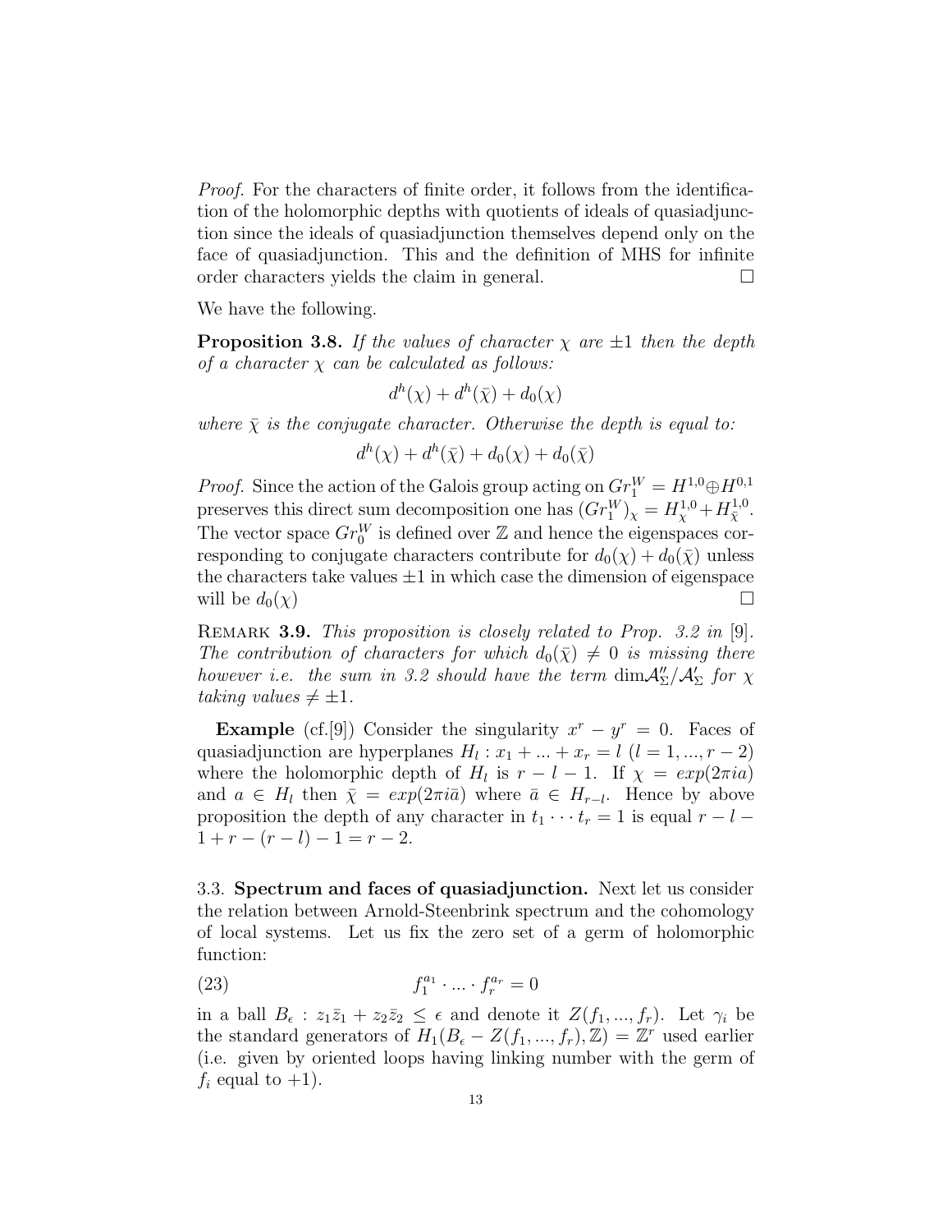*Proof.* For the characters of finite order, it follows from the identification of the holomorphic depths with quotients of ideals of quasiadjunction since the ideals of quasiadjunction themselves depend only on the face of quasiadjunction. This and the definition of MHS for infinite order characters yields the claim in general. □

We have the following.

**Proposition 3.8.** *If the values of character $\chi$ are $\pm 1$ then the depth of a character $\chi$ can be calculated as follows:*

$$d^h(\chi) + d^h(\bar{\chi}) + d_0(\chi)$$

*where $\bar{\chi}$ is the conjugate character. Otherwise the depth is equal to:*

$$d^h(\chi) + d^h(\bar{\chi}) + d_0(\chi) + d_0(\bar{\chi})$$

*Proof.* Since the action of the Galois group acting on $Gr_1^W = H^{1,0} \oplus H^{0,1}$ preserves this direct sum decomposition one has $(Gr_1^W)_\chi = H^{1,0}_\chi + H^{1,0}_{\bar{\chi}}$. The vector space $Gr_0^W$ is defined over $\mathbb{Z}$ and hence the eigenspaces corresponding to conjugate characters contribute for $d_0(\chi) + d_0(\bar{\chi})$ unless the characters take values $\pm 1$ in which case the dimension of eigenspace will be $d_0(\chi)$ □

Remark **3.9.** *This proposition is closely related to Prop. 3.2 in* [9]. *The contribution of characters for which $d_0(\bar{\chi}) \neq 0$ is missing there however i.e. the sum in 3.2 should have the term* $\dim \mathcal{A}''_\Sigma / \mathcal{A}'_\Sigma$ *for $\chi$ taking values $\neq \pm 1$.*

**Example** (cf.[9]) Consider the singularity $x^r - y^r = 0$. Faces of quasiadjunction are hyperplanes $H_l : x_1 + ... + x_r = l$ $(l = 1, ..., r-2)$ where the holomorphic depth of $H_l$ is $r - l - 1$. If $\chi = exp(2\pi i a)$ and $a \in H_l$ then $\bar{\chi} = exp(2\pi i \bar{a})$ where $\bar{a} \in H_{r-l}$. Hence by above proposition the depth of any character in $t_1 \cdots t_r = 1$ is equal $r - l - 1 + r - (r - l) - 1 = r - 2$.

3.3. **Spectrum and faces of quasiadjunction.** Next let us consider the relation between Arnold-Steenbrink spectrum and the cohomology of local systems. Let us fix the zero set of a germ of holomorphic function:

$$f_1^{a_1} \cdot ... \cdot f_r^{a_r} = 0 \tag{23}$$

in a ball $B_\epsilon : z_1\bar{z}_1 + z_2\bar{z}_2 \leq \epsilon$ and denote it $Z(f_1, ..., f_r)$. Let $\gamma_i$ be the standard generators of $H_1(B_\epsilon - Z(f_1, ..., f_r), \mathbb{Z}) = \mathbb{Z}^r$ used earlier (i.e. given by oriented loops having linking number with the germ of $f_i$ equal to $+1$).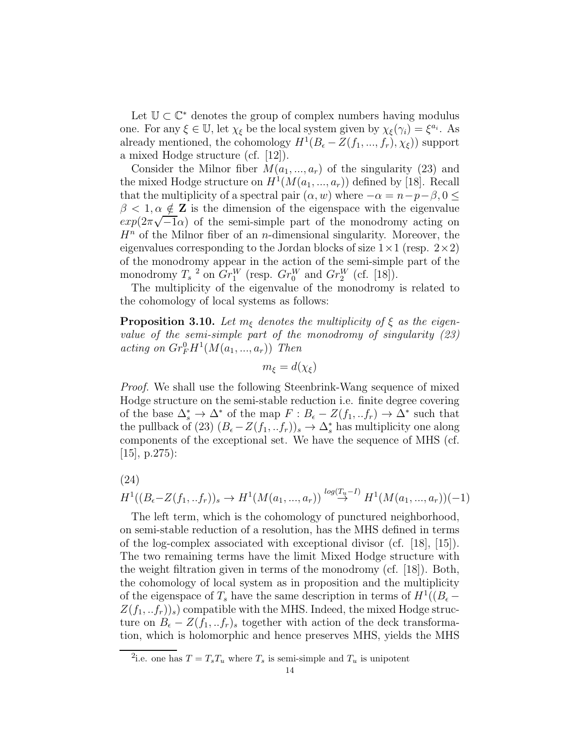Let $\mathbb{U} \subset \mathbb{C}^*$ denotes the group of complex numbers having modulus one. For any $\xi \in \mathbb{U}$, let $\chi_\xi$ be the local system given by $\chi_\xi(\gamma_i) = \xi^{a_i}$. As already mentioned, the cohomology $H^1(B_\epsilon - Z(f_1, ..., f_r), \chi_\xi))$ support a mixed Hodge structure (cf. [12]).

Consider the Milnor fiber $M(a_1, ..., a_r)$ of the singularity (23) and the mixed Hodge structure on $H^1(M(a_1, ..., a_r))$ defined by [18]. Recall that the multiplicity of a spectral pair $(\alpha, w)$ where $-\alpha = n-p-\beta, 0 \leq \beta < 1, \alpha \notin \mathbf{Z}$ is the dimension of the eigenspace with the eigenvalue $exp(2\pi\sqrt{-1}\alpha)$ of the semi-simple part of the monodromy acting on $H^n$ of the Milnor fiber of an $n$-dimensional singularity. Moreover, the eigenvalues corresponding to the Jordan blocks of size $1 \times 1$ (resp. $2 \times 2$) of the monodromy appear in the action of the semi-simple part of the monodromy $T_s$ [2] on $Gr_1^W$ (resp. $Gr_0^W$ and $Gr_2^W$ (cf. [18]).

The multiplicity of the eigenvalue of the monodromy is related to the cohomology of local systems as follows:

**Proposition 3.10.** *Let $m_\xi$ denotes the multiplicity of $\xi$ as the eigenvalue of the semi-simple part of the monodromy of singularity (23) acting on $Gr_F^0 H^1(M(a_1, ..., a_r))$ Then*

$$m_\xi = d(\chi_\xi)$$

*Proof.* We shall use the following Steenbrink-Wang sequence of mixed Hodge structure on the semi-stable reduction i.e. finite degree covering of the base $\Delta_s^* \to \Delta^*$ of the map $F : B_\epsilon - Z(f_1, ..f_r) \to \Delta^*$ such that the pullback of (23) $(B_\epsilon - Z(f_1, ..f_r))_s \to \Delta_s^*$ has multiplicity one along components of the exceptional set. We have the sequence of MHS (cf. [15], p.275):

(24)
$$H^1((B_\epsilon - Z(f_1, ..f_r))_s \to H^1(M(a_1, ..., a_r)) \stackrel{log(T_u - I)}{\to} H^1(M(a_1, ..., a_r))(-1)$$

The left term, which is the cohomology of punctured neighborhood, on semi-stable reduction of a resolution, has the MHS defined in terms of the log-complex associated with exceptional divisor (cf. [18], [15]). The two remaining terms have the limit Mixed Hodge structure with the weight filtration given in terms of the monodromy (cf. [18]). Both, the cohomology of local system as in proposition and the multiplicity of the eigenspace of $T_s$ have the same description in terms of $H^1((B_\epsilon - Z(f_1, ..f_r))_s)$ compatible with the MHS. Indeed, the mixed Hodge structure on $B_\epsilon - Z(f_1, ..f_r)_s$ together with action of the deck transformation, which is holomorphic and hence preserves MHS, yields the MHS

[2] i.e. one has $T = T_s T_u$ where $T_s$ is semi-simple and $T_u$ is unipotent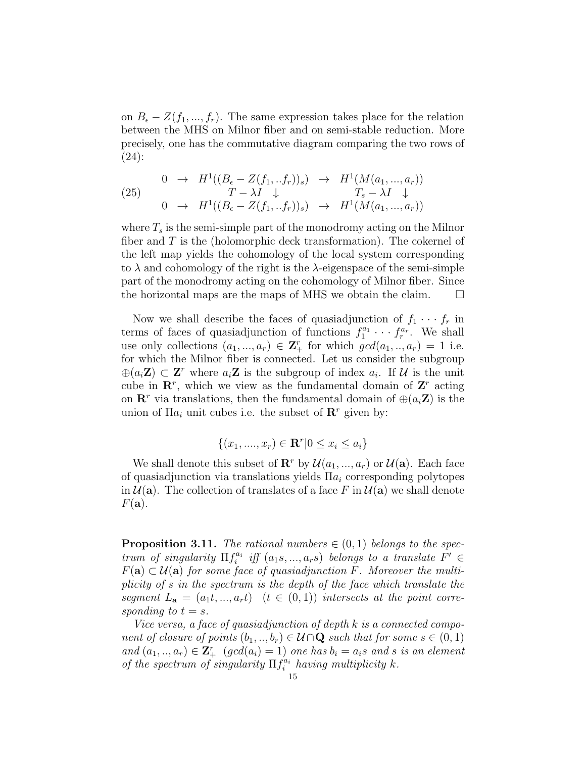on $B_\epsilon - Z(f_1, ..., f_r)$. The same expression takes place for the relation between the MHS on Milnor fiber and on semi-stable reduction. More precisely, one has the commutative diagram comparing the two rows of (24):

$$
\begin{array}{ccccc}
0 & \rightarrow & H^1((B_\epsilon - Z(f_1, ..f_r))_s) & \rightarrow & H^1(M(a_1, ..., a_r)) \\
 & & T - \lambda I \;\; \downarrow & & T_s - \lambda I \;\; \downarrow \\
0 & \rightarrow & H^1((B_\epsilon - Z(f_1, ..f_r))_s) & \rightarrow & H^1(M(a_1, ..., a_r))
\end{array}
\tag{25}
$$

where $T_s$ is the semi-simple part of the monodromy acting on the Milnor fiber and $T$ is the (holomorphic deck transformation). The cokernel of the left map yields the cohomology of the local system corresponding to $\lambda$ and cohomology of the right is the $\lambda$-eigenspace of the semi-simple part of the monodromy acting on the cohomology of Milnor fiber. Since the horizontal maps are the maps of MHS we obtain the claim. $\square$

Now we shall describe the faces of quasiadjunction of $f_1 \cdots f_r$ in terms of faces of quasiadjunction of functions $f_1^{a_1} \cdots f_r^{a_r}$. We shall use only collections $(a_1, ..., a_r) \in \mathbf{Z}_+^r$ for which $gcd(a_1, .., a_r) = 1$ i.e. for which the Milnor fiber is connected. Let us consider the subgroup $\oplus(a_i\mathbf{Z}) \subset \mathbf{Z}^r$ where $a_i\mathbf{Z}$ is the subgroup of index $a_i$. If $\mathcal{U}$ is the unit cube in $\mathbf{R}^r$, which we view as the fundamental domain of $\mathbf{Z}^r$ acting on $\mathbf{R}^r$ via translations, then the fundamental domain of $\oplus(a_i\mathbf{Z})$ is the union of $\Pi a_i$ unit cubes i.e. the subset of $\mathbf{R}^r$ given by:

$$\{(x_1, ...., x_r) \in \mathbf{R}^r | 0 \le x_i \le a_i\}$$

We shall denote this subset of $\mathbf{R}^r$ by $\mathcal{U}(a_1, ..., a_r)$ or $\mathcal{U}(\mathbf{a})$. Each face of quasiadjunction via translations yields $\Pi a_i$ corresponding polytopes in $\mathcal{U}(\mathbf{a})$. The collection of translates of a face $F$ in $\mathcal{U}(\mathbf{a})$ we shall denote $F(\mathbf{a})$.

**Proposition 3.11.** *The rational numbers $\in (0,1)$ belongs to the spectrum of singularity $\Pi f_i^{a_i}$ iff $(a_1 s, ..., a_r s)$ belongs to a translate $F' \in F(\mathbf{a}) \subset \mathcal{U}(\mathbf{a})$ for some face of quasiadjunction $F$. Moreover the multiplicity of $s$ in the spectrum is the depth of the face which translate the segment $L_\mathbf{a} = (a_1 t, ..., a_r t)$ $(t \in (0,1))$ intersects at the point corresponding to $t = s$.*

*Vice versa, a face of quasiadjunction of depth $k$ is a connected component of closure of points $(b_1, .., b_r) \in \mathcal{U} \cap \mathbf{Q}$ such that for some $s \in (0,1)$ and $(a_1, .., a_r) \in \mathbf{Z}_+^r$ $(gcd(a_i) = 1)$ one has $b_i = a_i s$ and $s$ is an element of the spectrum of singularity $\Pi f_i^{a_i}$ having multiplicity $k$.*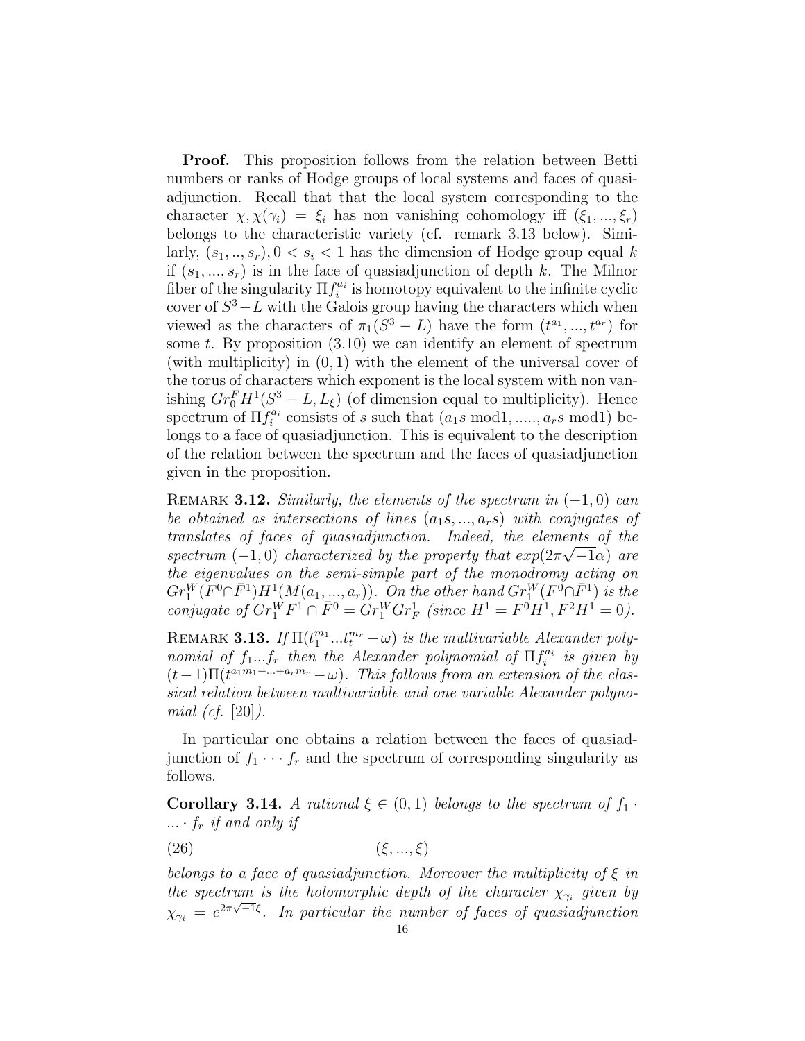**Proof.** This proposition follows from the relation between Betti numbers or ranks of Hodge groups of local systems and faces of quasiadjunction. Recall that that the local system corresponding to the character $\chi, \chi(\gamma_i) = \xi_i$ has non vanishing cohomology iff $(\xi_1, ..., \xi_r)$ belongs to the characteristic variety (cf. remark 3.13 below). Similarly, $(s_1, .., s_r), 0 < s_i < 1$ has the dimension of Hodge group equal $k$ if $(s_1, ..., s_r)$ is in the face of quasiadjunction of depth $k$. The Milnor fiber of the singularity $\Pi f_i^{a_i}$ is homotopy equivalent to the infinite cyclic cover of $S^3 - L$ with the Galois group having the characters which when viewed as the characters of $\pi_1(S^3 - L)$ have the form $(t^{a_1}, ..., t^{a_r})$ for some $t$. By proposition (3.10) we can identify an element of spectrum (with multiplicity) in $(0, 1)$ with the element of the universal cover of the torus of characters which exponent is the local system with non vanishing $Gr_0^F H^1(S^3 - L, L_\xi)$ (of dimension equal to multiplicity). Hence spectrum of $\Pi f_i^{a_i}$ consists of $s$ such that $(a_1 s \text{ mod} 1, ....., a_r s \text{ mod} 1)$ belongs to a face of quasiadjunction. This is equivalent to the description of the relation between the spectrum and the faces of quasiadjunction given in the proposition.

Remark **3.12.** *Similarly, the elements of the spectrum in $(-1, 0)$ can be obtained as intersections of lines $(a_1 s, ..., a_r s)$ with conjugates of translates of faces of quasiadjunction. Indeed, the elements of the spectrum $(-1, 0)$ characterized by the property that $exp(2\pi\sqrt{-1}\alpha)$ are the eigenvalues on the semi-simple part of the monodromy acting on $Gr_1^W(F^0 \cap \bar{F}^1)H^1(M(a_1, ..., a_r))$. On the other hand $Gr_1^W(F^0 \cap \bar{F}^1)$ is the conjugate of $Gr_1^W F^1 \cap \bar{F}^0 = Gr_1^W Gr_F^1$ (since $H^1 = F^0 H^1, F^2 H^1 = 0$).*

Remark **3.13.** *If $\Pi(t_1^{m_1} ... t_t^{m_r} - \omega)$ is the multivariable Alexander polynomial of $f_1 ... f_r$ then the Alexander polynomial of $\Pi f_i^{a_i}$ is given by $(t-1)\Pi(t^{a_1 m_1 + ... + a_r m_r} - \omega)$. This follows from an extension of the classical relation between multivariable and one variable Alexander polynomial (cf. [20]).*

In particular one obtains a relation between the faces of quasiadjunction of $f_1 \cdots f_r$ and the spectrum of corresponding singularity as follows.

**Corollary 3.14.** *A rational $\xi \in (0, 1)$ belongs to the spectrum of $f_1 \cdot ... \cdot f_r$ if and only if*

$$(\xi, ..., \xi) \tag{26}$$

*belongs to a face of quasiadjunction. Moreover the multiplicity of $\xi$ in the spectrum is the holomorphic depth of the character $\chi_{\gamma_i}$ given by $\chi_{\gamma_i} = e^{2\pi\sqrt{-1}\xi}$. In particular the number of faces of quasiadjunction*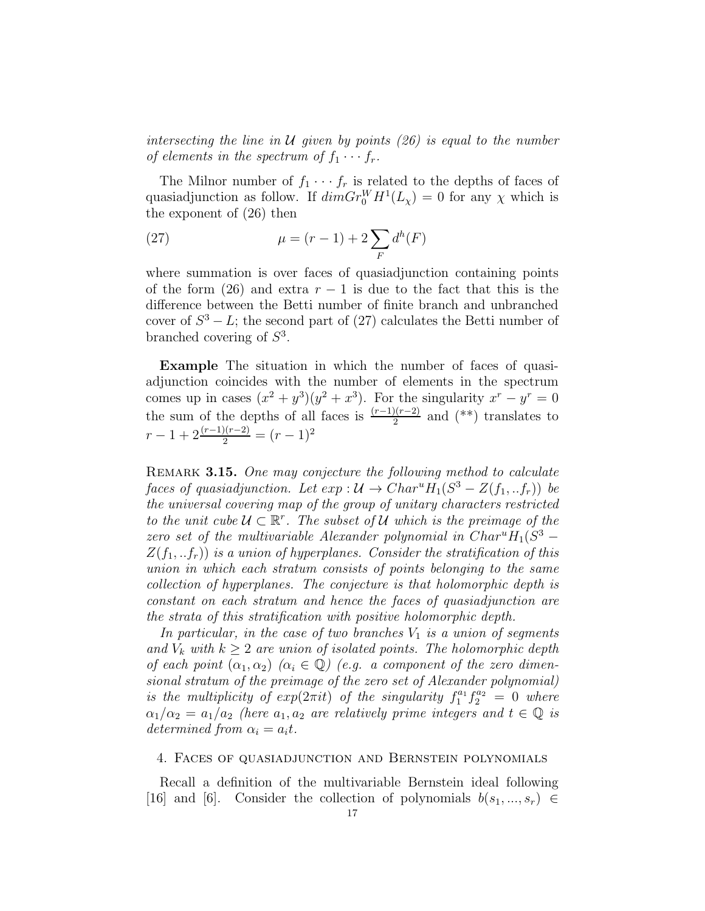*intersecting the line in $\mathcal{U}$ given by points (26) is equal to the number of elements in the spectrum of $f_1 \cdots f_r$.*

The Milnor number of $f_1 \cdots f_r$ is related to the depths of faces of quasiadjunction as follow. If $dim Gr_0^W H^1(L_\chi) = 0$ for any $\chi$ which is the exponent of (26) then

$$\mu = (r-1) + 2\sum_F d^h(F) \tag{27}$$

where summation is over faces of quasiadjunction containing points of the form (26) and extra $r-1$ is due to the fact that this is the difference between the Betti number of finite branch and unbranched cover of $S^3 - L$; the second part of (27) calculates the Betti number of branched covering of $S^3$.

**Example** The situation in which the number of faces of quasiadjunction coincides with the number of elements in the spectrum comes up in cases $(x^2 + y^3)(y^2 + x^3)$. For the singularity $x^r - y^r = 0$ the sum of the depths of all faces is $\frac{(r-1)(r-2)}{2}$ and (**) translates to $r - 1 + 2\frac{(r-1)(r-2)}{2} = (r-1)^2$

Remark **3.15.** *One may conjecture the following method to calculate faces of quasiadjunction. Let $exp : \mathcal{U} \to Char^u H_1(S^3 - Z(f_1, ..f_r))$ be the universal covering map of the group of unitary characters restricted to the unit cube $\mathcal{U} \subset \mathbb{R}^r$. The subset of $\mathcal{U}$ which is the preimage of the zero set of the multivariable Alexander polynomial in $Char^u H_1(S^3 - Z(f_1, ..f_r))$ is a union of hyperplanes. Consider the stratification of this union in which each stratum consists of points belonging to the same collection of hyperplanes. The conjecture is that holomorphic depth is constant on each stratum and hence the faces of quasiadjunction are the strata of this stratification with positive holomorphic depth.*

*In particular, in the case of two branches $V_1$ is a union of segments and $V_k$ with $k \geq 2$ are union of isolated points. The holomorphic depth of each point $(\alpha_1, \alpha_2)$ ($\alpha_i \in \mathbb{Q}$) (e.g. a component of the zero dimensional stratum of the preimage of the zero set of Alexander polynomial) is the multiplicity of $exp(2\pi i t)$ of the singularity $f_1^{a_1} f_2^{a_2} = 0$ where $\alpha_1/\alpha_2 = a_1/a_2$ (here $a_1, a_2$ are relatively prime integers and $t \in \mathbb{Q}$ is determined from $\alpha_i = a_i t$.*

## 4. Faces of quasiadjunction and Bernstein polynomials

Recall a definition of the multivariable Bernstein ideal following [16] and [6]. Consider the collection of polynomials $b(s_1, ..., s_r) \in$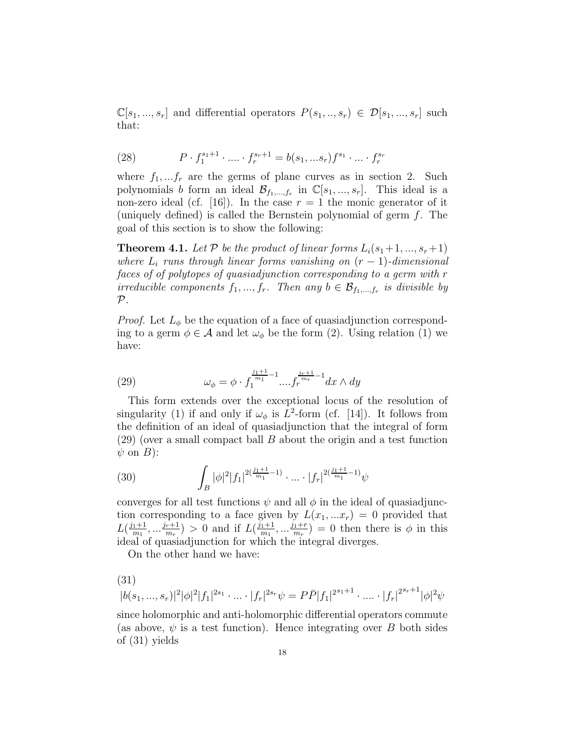$\mathbb{C}[s_1, ..., s_r]$ and differential operators $P(s_1, .., s_r) \in \mathcal{D}[s_1, ..., s_r]$ such that:

$$P \cdot f_1^{s_1+1} \cdot .... \cdot f_r^{s_r+1} = b(s_1, ...s_r) f^{s_1} \cdot ... \cdot f_r^{s_r} \tag{28}$$

where $f_1, ...f_r$ are the germs of plane curves as in section 2. Such polynomials $b$ form an ideal $\mathcal{B}_{f_1,...,f_r}$ in $\mathbb{C}[s_1, ..., s_r]$. This ideal is a non-zero ideal (cf. [16]). In the case $r = 1$ the monic generator of it (uniquely defined) is called the Bernstein polynomial of germ $f$. The goal of this section is to show the following:

**Theorem 4.1.** *Let $\mathcal{P}$ be the product of linear forms $L_i(s_1+1, ..., s_r+1)$ where $L_i$ runs through linear forms vanishing on $(r-1)$-dimensional faces of of polytopes of quasiadjunction corresponding to a germ with $r$ irreducible components $f_1, ..., f_r$. Then any $b \in \mathcal{B}_{f_1,...,f_r}$ is divisible by $\mathcal{P}$.*

*Proof.* Let $L_\phi$ be the equation of a face of quasiadjunction corresponding to a germ $\phi \in \mathcal{A}$ and let $\omega_\phi$ be the form (2). Using relation (1) we have:

$$\omega_\phi = \phi \cdot f_1^{\frac{j_1+1}{m_1}-1} .... f_r^{\frac{j_r+1}{m_r}-1} dx \wedge dy \tag{29}$$

This form extends over the exceptional locus of the resolution of singularity (1) if and only if $\omega_\phi$ is $L^2$-form (cf. [14]). It follows from the definition of an ideal of quasiadjunction that the integral of form (29) (over a small compact ball $B$ about the origin and a test function $\psi$ on $B$):

$$\int_B |\phi|^2 |f_1|^{2(\frac{j_1+1}{m_1}-1)} \cdot ... \cdot |f_r|^{2(\frac{j_1+1}{m_1}-1)} \psi \tag{30}$$

converges for all test functions $\psi$ and all $\phi$ in the ideal of quasiadjunction corresponding to a face given by $L(x_1, ...x_r) = 0$ provided that $L(\frac{j_1+1}{m_1}, ... \frac{j_r+1}{m_r}) > 0$ and if $L(\frac{j_1+1}{m_1}, ... \frac{j_1+r}{m_r}) = 0$ then there is $\phi$ in this ideal of quasiadjunction for which the integral diverges.

On the other hand we have:

$$|b(s_1, ..., s_r)|^2 |\phi|^2 |f_1|^{2s_1} \cdot ... \cdot |f_r|^{2s_r} \psi = P \bar{P} |f_1|^{2s_1+1} \cdot .... \cdot |f_r|^{2s_r+1} |\phi|^2 \psi \tag{31}$$

since holomorphic and anti-holomorphic differential operators commute (as above, $\psi$ is a test function). Hence integrating over $B$ both sides of (31) yields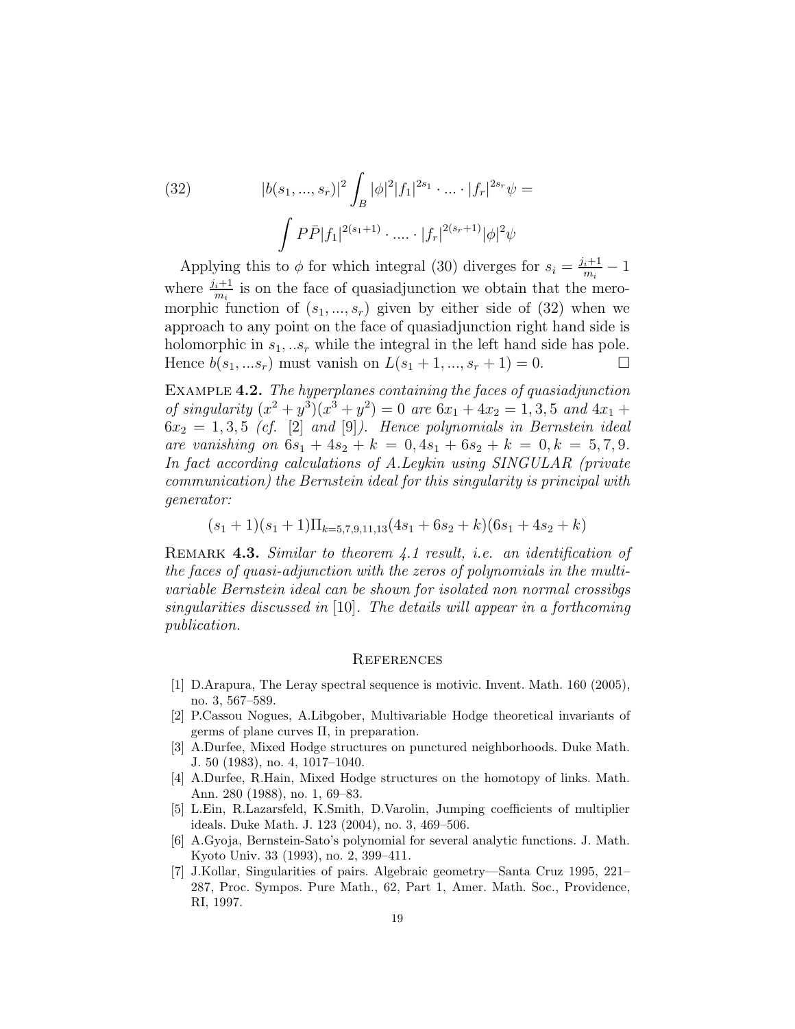$$
(32) \qquad |b(s_1,...,s_r)|^2 \int_B |\phi|^2 |f_1|^{2s_1} \cdot ... \cdot |f_r|^{2s_r} \psi =
$$

$$
\int P\bar{P} |f_1|^{2(s_1+1)} \cdot .... \cdot |f_r|^{2(s_r+1)} |\phi|^2 \psi
$$

Applying this to $\phi$ for which integral (30) diverges for $s_i = \frac{j_i+1}{m_i} - 1$ where $\frac{j_i+1}{m_i}$ is on the face of quasiadjunction we obtain that the meromorphic function of $(s_1,...,s_r)$ given by either side of (32) when we approach to any point on the face of quasiadjunction right hand side is holomorphic in $s_1,..s_r$ while the integral in the left hand side has pole. Hence $b(s_1,...s_r)$ must vanish on $L(s_1+1,...,s_r+1) = 0$. □

Example **4.2.** *The hyperplanes containing the faces of quasiadjunction of singularity $(x^2+y^3)(x^3+y^2) = 0$ are $6x_1 + 4x_2 = 1,3,5$ and $4x_1 + 6x_2 = 1,3,5$ (cf. [2] and [9]). Hence polynomials in Bernstein ideal are vanishing on $6s_1 + 4s_2 + k = 0, 4s_1 + 6s_2 + k = 0, k = 5,7,9$. In fact according calculations of A.Leykin using SINGULAR (private communication) the Bernstein ideal for this singularity is principal with generator:*

$$
(s_1+1)(s_1+1)\Pi_{k=5,7,9,11,13}(4s_1+6s_2+k)(6s_1+4s_2+k)
$$

Remark **4.3.** *Similar to theorem 4.1 result, i.e. an identification of the faces of quasi-adjunction with the zeros of polynomials in the multi-variable Bernstein ideal can be shown for isolated non normal crossibgs singularities discussed in* [10]. *The details will appear in a forthcoming publication.*

## References

[1] D.Arapura, The Leray spectral sequence is motivic. Invent. Math. 160 (2005), no. 3, 567–589.

[2] P.Cassou Nogues, A.Libgober, Multivariable Hodge theoretical invariants of germs of plane curves II, in preparation.

[3] A.Durfee, Mixed Hodge structures on punctured neighborhoods. Duke Math. J. 50 (1983), no. 4, 1017–1040.

[4] A.Durfee, R.Hain, Mixed Hodge structures on the homotopy of links. Math. Ann. 280 (1988), no. 1, 69–83.

[5] L.Ein, R.Lazarsfeld, K.Smith, D.Varolin, Jumping coefficients of multiplier ideals. Duke Math. J. 123 (2004), no. 3, 469–506.

[6] A.Gyoja, Bernstein-Sato's polynomial for several analytic functions. J. Math. Kyoto Univ. 33 (1993), no. 2, 399–411.

[7] J.Kollar, Singularities of pairs. Algebraic geometry—Santa Cruz 1995, 221–287, Proc. Sympos. Pure Math., 62, Part 1, Amer. Math. Soc., Providence, RI, 1997.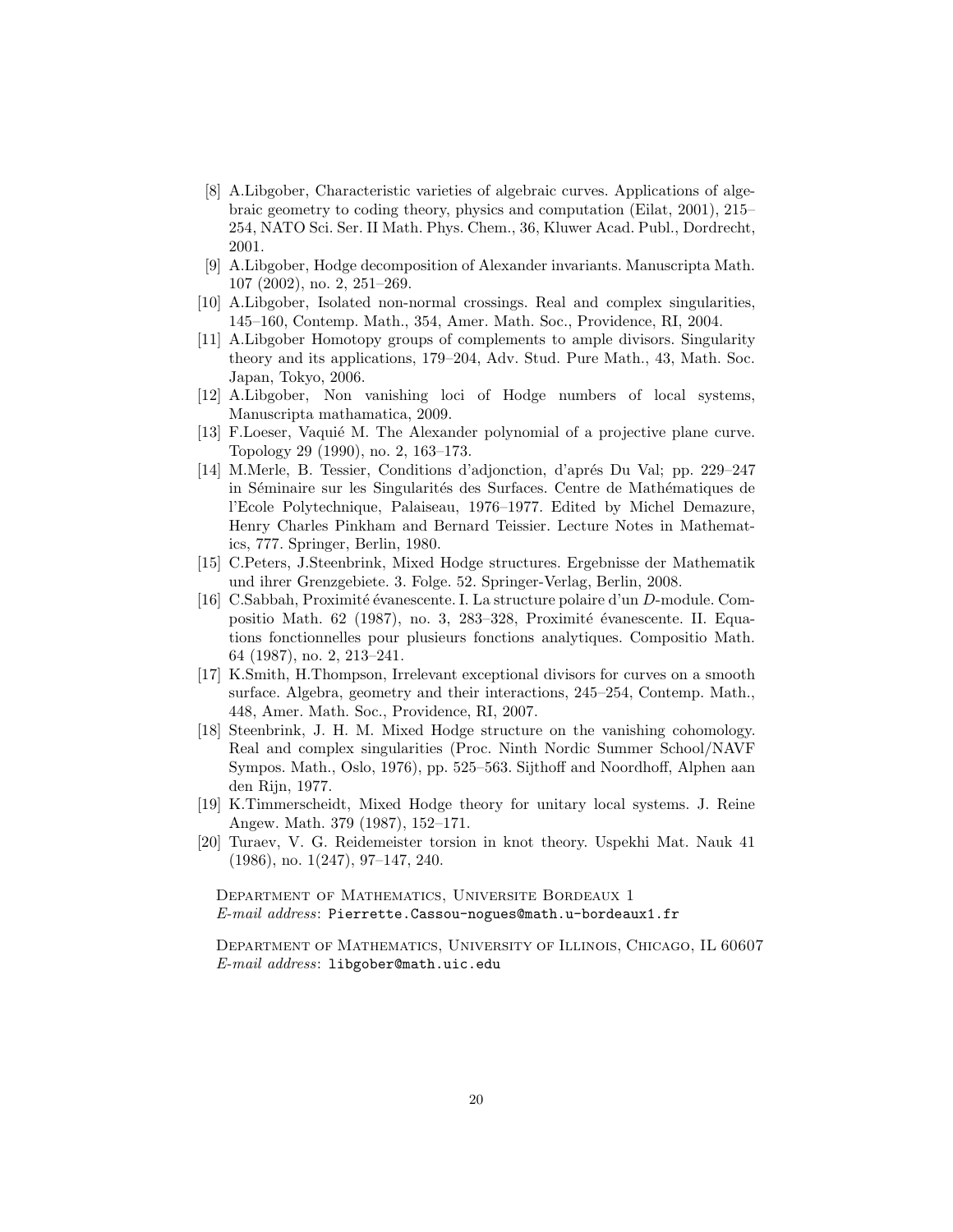[8] A.Libgober, Characteristic varieties of algebraic curves. Applications of algebraic geometry to coding theory, physics and computation (Eilat, 2001), 215–254, NATO Sci. Ser. II Math. Phys. Chem., 36, Kluwer Acad. Publ., Dordrecht, 2001.

[9] A.Libgober, Hodge decomposition of Alexander invariants. Manuscripta Math. 107 (2002), no. 2, 251–269.

[10] A.Libgober, Isolated non-normal crossings. Real and complex singularities, 145–160, Contemp. Math., 354, Amer. Math. Soc., Providence, RI, 2004.

[11] A.Libgober Homotopy groups of complements to ample divisors. Singularity theory and its applications, 179–204, Adv. Stud. Pure Math., 43, Math. Soc. Japan, Tokyo, 2006.

[12] A.Libgober, Non vanishing loci of Hodge numbers of local systems, Manuscripta mathamatica, 2009.

[13] F.Loeser, Vaquié M. The Alexander polynomial of a projective plane curve. Topology 29 (1990), no. 2, 163–173.

[14] M.Merle, B. Tessier, Conditions d'adjonction, d'aprés Du Val; pp. 229–247 in Séminaire sur les Singularités des Surfaces. Centre de Mathématiques de l'Ecole Polytechnique, Palaiseau, 1976–1977. Edited by Michel Demazure, Henry Charles Pinkham and Bernard Teissier. Lecture Notes in Mathematics, 777. Springer, Berlin, 1980.

[15] C.Peters, J.Steenbrink, Mixed Hodge structures. Ergebnisse der Mathematik und ihrer Grenzgebiete. 3. Folge. 52. Springer-Verlag, Berlin, 2008.

[16] C.Sabbah, Proximité évanescente. I. La structure polaire d'un $D$-module. Compositio Math. 62 (1987), no. 3, 283–328, Proximité évanescente. II. Equations fonctionnelles pour plusieurs fonctions analytiques. Compositio Math. 64 (1987), no. 2, 213–241.

[17] K.Smith, H.Thompson, Irrelevant exceptional divisors for curves on a smooth surface. Algebra, geometry and their interactions, 245–254, Contemp. Math., 448, Amer. Math. Soc., Providence, RI, 2007.

[18] Steenbrink, J. H. M. Mixed Hodge structure on the vanishing cohomology. Real and complex singularities (Proc. Ninth Nordic Summer School/NAVF Sympos. Math., Oslo, 1976), pp. 525–563. Sijthoff and Noordhoff, Alphen aan den Rijn, 1977.

[19] K.Timmerscheidt, Mixed Hodge theory for unitary local systems. J. Reine Angew. Math. 379 (1987), 152–171.

[20] Turaev, V. G. Reidemeister torsion in knot theory. Uspekhi Mat. Nauk 41 (1986), no. 1(247), 97–147, 240.

Department of Mathematics, Universite Bordeaux 1
*E-mail address*: Pierrette.Cassou-nogues@math.u-bordeaux1.fr

Department of Mathematics, University of Illinois, Chicago, IL 60607
*E-mail address*: libgober@math.uic.edu